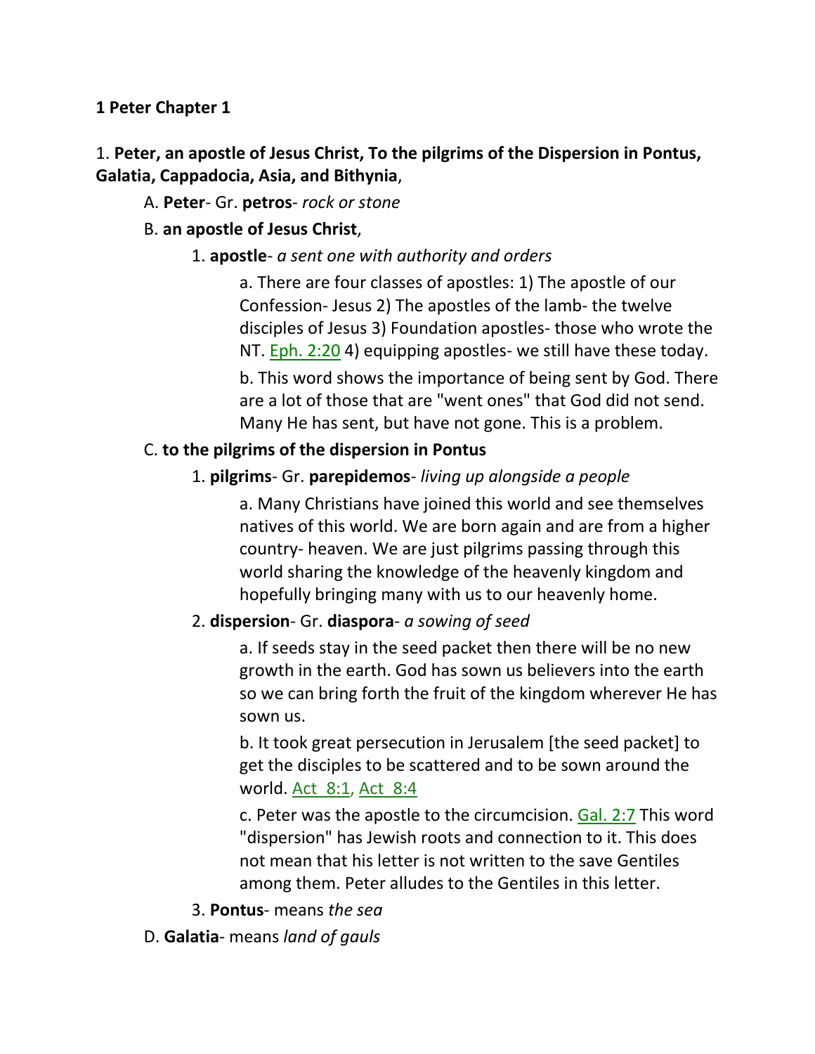**1 Peter Chapter 1**

1. **Peter, an apostle of Jesus Christ, To the pilgrims of the Dispersion in Pontus, Galatia, Cappadocia, Asia, and Bithynia**,

A. **Peter**- Gr. **petros**- *rock or stone*

B. **an apostle of Jesus Christ**,

1. **apostle**- *a sent one with authority and orders*

a. There are four classes of apostles: 1) The apostle of our Confession- Jesus 2) The apostles of the lamb- the twelve disciples of Jesus 3) Foundation apostles- those who wrote the NT. Eph. 2:20 4) equipping apostles- we still have these today.

b. This word shows the importance of being sent by God. There are a lot of those that are "went ones" that God did not send. Many He has sent, but have not gone. This is a problem.

C. **to the pilgrims of the dispersion in Pontus**

1. **pilgrims**- Gr. **parepidemos**- *living up alongside a people*

a. Many Christians have joined this world and see themselves natives of this world. We are born again and are from a higher country- heaven. We are just pilgrims passing through this world sharing the knowledge of the heavenly kingdom and hopefully bringing many with us to our heavenly home.

2. **dispersion**- Gr. **diaspora**- *a sowing of seed*

a. If seeds stay in the seed packet then there will be no new growth in the earth. God has sown us believers into the earth so we can bring forth the fruit of the kingdom wherever He has sown us.

b. It took great persecution in Jerusalem [the seed packet] to get the disciples to be scattered and to be sown around the world. Act 8:1, Act 8:4

c. Peter was the apostle to the circumcision. Gal. 2:7 This word "dispersion" has Jewish roots and connection to it. This does not mean that his letter is not written to the save Gentiles among them. Peter alludes to the Gentiles in this letter.

3. **Pontus**- means *the sea*

D. **Galatia**- means *land of gauls*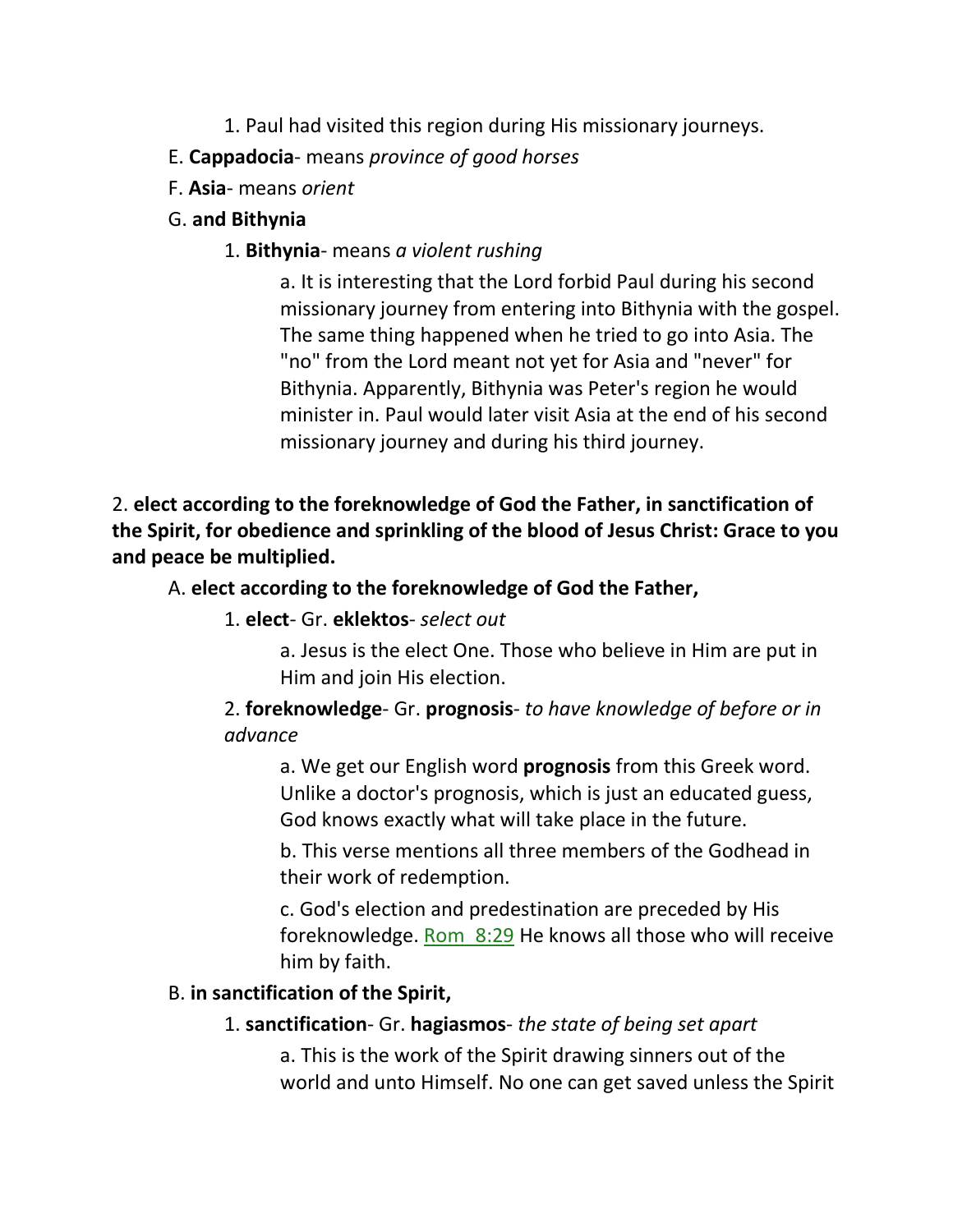1. Paul had visited this region during His missionary journeys.

E. **Cappadocia**- means *province of good horses*

F. **Asia**- means *orient*

G. **and Bithynia**

1. **Bithynia**- means *a violent rushing*

a. It is interesting that the Lord forbid Paul during his second missionary journey from entering into Bithynia with the gospel. The same thing happened when he tried to go into Asia. The "no" from the Lord meant not yet for Asia and "never" for Bithynia. Apparently, Bithynia was Peter's region he would minister in. Paul would later visit Asia at the end of his second missionary journey and during his third journey.

2. **elect according to the foreknowledge of God the Father, in sanctification of the Spirit, for obedience and sprinkling of the blood of Jesus Christ: Grace to you and peace be multiplied.**

A. **elect according to the foreknowledge of God the Father,**

1. **elect**- Gr. **eklektos**- *select out*

a. Jesus is the elect One. Those who believe in Him are put in Him and join His election.

2. **foreknowledge**- Gr. **prognosis**- *to have knowledge of before or in advance*

a. We get our English word **prognosis** from this Greek word. Unlike a doctor's prognosis, which is just an educated guess, God knows exactly what will take place in the future.

b. This verse mentions all three members of the Godhead in their work of redemption.

c. God's election and predestination are preceded by His foreknowledge. Rom 8:29 He knows all those who will receive him by faith.

B. **in sanctification of the Spirit,**

1. **sanctification**- Gr. **hagiasmos**- *the state of being set apart*

a. This is the work of the Spirit drawing sinners out of the world and unto Himself. No one can get saved unless the Spirit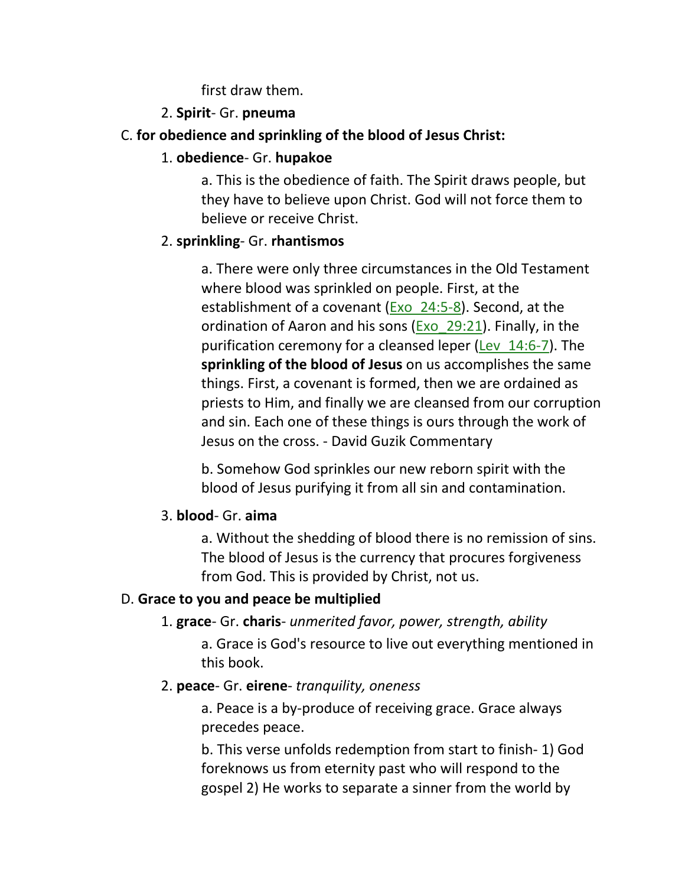first draw them.

2. **Spirit**- Gr. **pneuma**

C. **for obedience and sprinkling of the blood of Jesus Christ:**

1. **obedience**- Gr. **hupakoe**

a. This is the obedience of faith. The Spirit draws people, but they have to believe upon Christ. God will not force them to believe or receive Christ.

2. **sprinkling**- Gr. **rhantismos**

a. There were only three circumstances in the Old Testament where blood was sprinkled on people. First, at the establishment of a covenant (Exo_24:5-8). Second, at the ordination of Aaron and his sons (Exo_29:21). Finally, in the purification ceremony for a cleansed leper (Lev_14:6-7). The **sprinkling of the blood of Jesus** on us accomplishes the same things. First, a covenant is formed, then we are ordained as priests to Him, and finally we are cleansed from our corruption and sin. Each one of these things is ours through the work of Jesus on the cross. - David Guzik Commentary

b. Somehow God sprinkles our new reborn spirit with the blood of Jesus purifying it from all sin and contamination.

3. **blood**- Gr. **aima**

a. Without the shedding of blood there is no remission of sins. The blood of Jesus is the currency that procures forgiveness from God. This is provided by Christ, not us.

D. **Grace to you and peace be multiplied**

1. **grace**- Gr. **charis**- *unmerited favor, power, strength, ability*

a. Grace is God's resource to live out everything mentioned in this book.

2. **peace**- Gr. **eirene**- *tranquility, oneness*

a. Peace is a by-produce of receiving grace. Grace always precedes peace.

b. This verse unfolds redemption from start to finish- 1) God foreknows us from eternity past who will respond to the gospel 2) He works to separate a sinner from the world by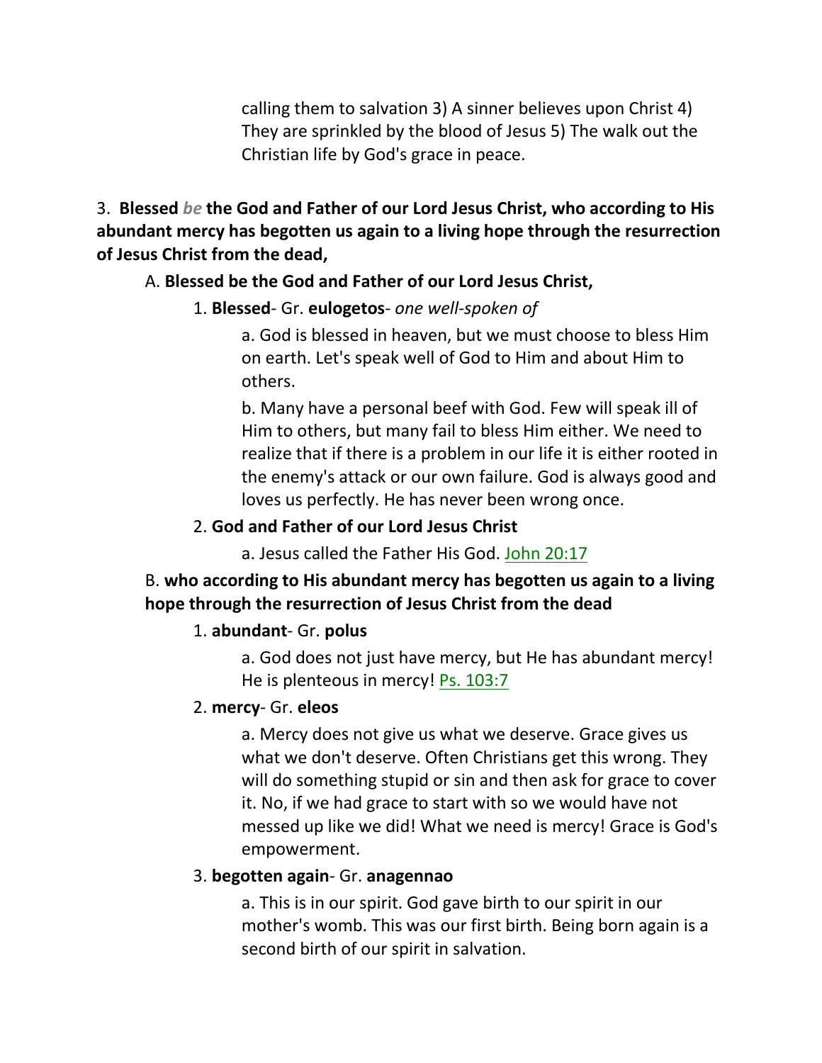calling them to salvation 3) A sinner believes upon Christ 4) They are sprinkled by the blood of Jesus 5) The walk out the Christian life by God's grace in peace.

3. **Blessed *be* the God and Father of our Lord Jesus Christ, who according to His abundant mercy has begotten us again to a living hope through the resurrection of Jesus Christ from the dead,**

A. **Blessed be the God and Father of our Lord Jesus Christ,**

1. **Blessed**- Gr. **eulogetos**- *one well-spoken of*

a. God is blessed in heaven, but we must choose to bless Him on earth. Let's speak well of God to Him and about Him to others.

b. Many have a personal beef with God. Few will speak ill of Him to others, but many fail to bless Him either. We need to realize that if there is a problem in our life it is either rooted in the enemy's attack or our own failure. God is always good and loves us perfectly. He has never been wrong once.

2. **God and Father of our Lord Jesus Christ**

a. Jesus called the Father His God. John 20:17

B. **who according to His abundant mercy has begotten us again to a living hope through the resurrection of Jesus Christ from the dead**

1. **abundant**- Gr. **polus**

a. God does not just have mercy, but He has abundant mercy! He is plenteous in mercy! Ps. 103:7

2. **mercy**- Gr. **eleos**

a. Mercy does not give us what we deserve. Grace gives us what we don't deserve. Often Christians get this wrong. They will do something stupid or sin and then ask for grace to cover it. No, if we had grace to start with so we would have not messed up like we did! What we need is mercy! Grace is God's empowerment.

3. **begotten again**- Gr. **anagennao**

a. This is in our spirit. God gave birth to our spirit in our mother's womb. This was our first birth. Being born again is a second birth of our spirit in salvation.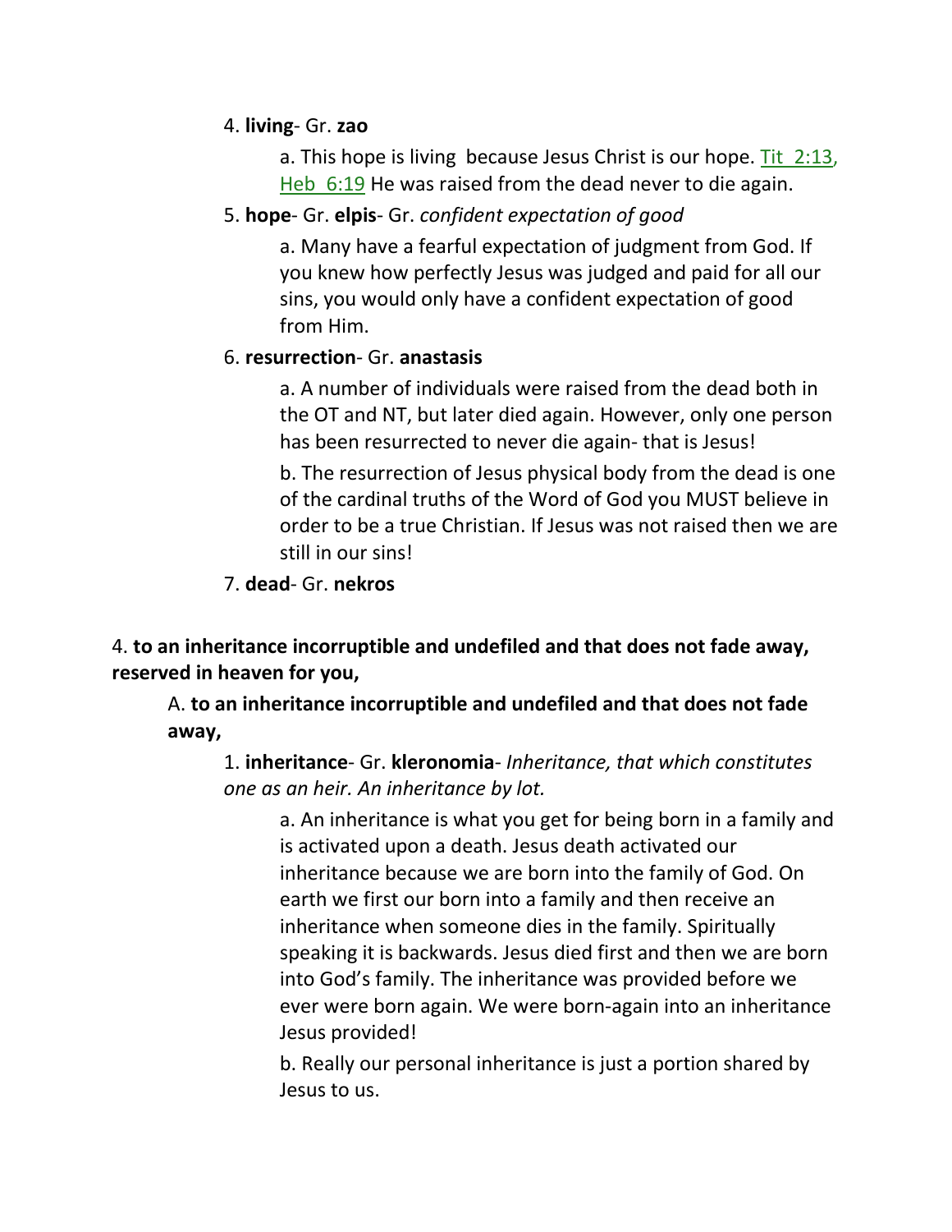4. **living**- Gr. **zao**

a. This hope is living because Jesus Christ is our hope. Tit 2:13, Heb 6:19 He was raised from the dead never to die again.

5. **hope**- Gr. **elpis**- Gr. *confident expectation of good*

a. Many have a fearful expectation of judgment from God. If you knew how perfectly Jesus was judged and paid for all our sins, you would only have a confident expectation of good from Him.

6. **resurrection**- Gr. **anastasis**

a. A number of individuals were raised from the dead both in the OT and NT, but later died again. However, only one person has been resurrected to never die again- that is Jesus!

b. The resurrection of Jesus physical body from the dead is one of the cardinal truths of the Word of God you MUST believe in order to be a true Christian. If Jesus was not raised then we are still in our sins!

7. **dead**- Gr. **nekros**

4. **to an inheritance incorruptible and undefiled and that does not fade away, reserved in heaven for you,**

A. **to an inheritance incorruptible and undefiled and that does not fade away,**

1. **inheritance**- Gr. **kleronomia**- *Inheritance, that which constitutes one as an heir. An inheritance by lot.*

a. An inheritance is what you get for being born in a family and is activated upon a death. Jesus death activated our inheritance because we are born into the family of God. On earth we first our born into a family and then receive an inheritance when someone dies in the family. Spiritually speaking it is backwards. Jesus died first and then we are born into God's family. The inheritance was provided before we ever were born again. We were born-again into an inheritance Jesus provided!

b. Really our personal inheritance is just a portion shared by Jesus to us.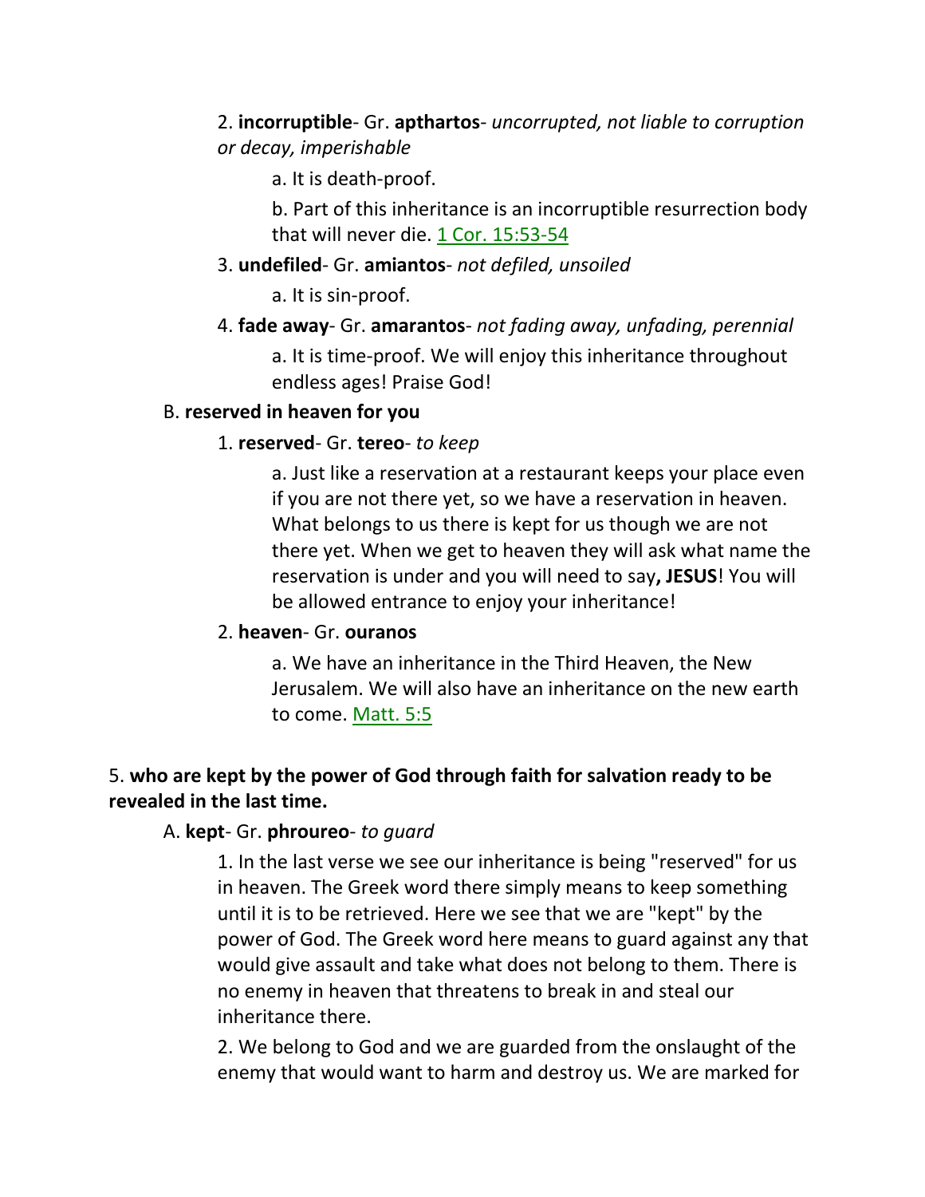2. **incorruptible**- Gr. **apthartos**- *uncorrupted, not liable to corruption or decay, imperishable*

a. It is death-proof.

b. Part of this inheritance is an incorruptible resurrection body that will never die. 1 Cor. 15:53-54

3. **undefiled**- Gr. **amiantos**- *not defiled, unsoiled*

a. It is sin-proof.

4. **fade away**- Gr. **amarantos**- *not fading away, unfading, perennial*

a. It is time-proof. We will enjoy this inheritance throughout endless ages! Praise God!

B. **reserved in heaven for you**

1. **reserved**- Gr. **tereo**- *to keep*

a. Just like a reservation at a restaurant keeps your place even if you are not there yet, so we have a reservation in heaven. What belongs to us there is kept for us though we are not there yet. When we get to heaven they will ask what name the reservation is under and you will need to say**, JESUS**! You will be allowed entrance to enjoy your inheritance!

2. **heaven**- Gr. **ouranos**

a. We have an inheritance in the Third Heaven, the New Jerusalem. We will also have an inheritance on the new earth to come. Matt. 5:5

5. **who are kept by the power of God through faith for salvation ready to be revealed in the last time.**

A. **kept**- Gr. **phroureo**- *to guard*

1. In the last verse we see our inheritance is being "reserved" for us in heaven. The Greek word there simply means to keep something until it is to be retrieved. Here we see that we are "kept" by the power of God. The Greek word here means to guard against any that would give assault and take what does not belong to them. There is no enemy in heaven that threatens to break in and steal our inheritance there.

2. We belong to God and we are guarded from the onslaught of the enemy that would want to harm and destroy us. We are marked for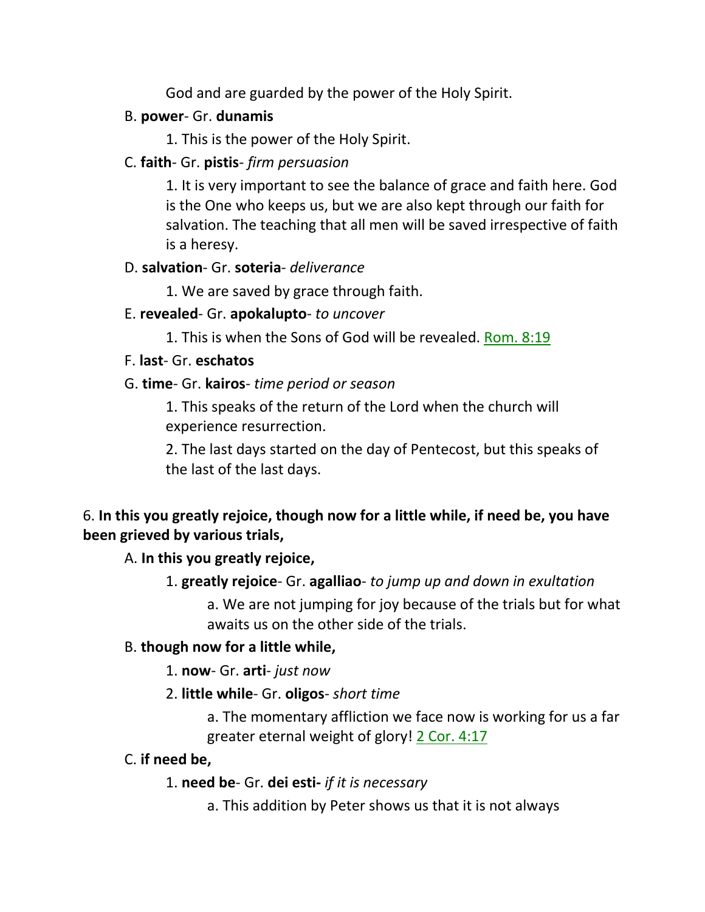God and are guarded by the power of the Holy Spirit.

B. **power**- Gr. **dunamis**

1. This is the power of the Holy Spirit.

C. **faith**- Gr. **pistis**- *firm persuasion*

1. It is very important to see the balance of grace and faith here. God is the One who keeps us, but we are also kept through our faith for salvation. The teaching that all men will be saved irrespective of faith is a heresy.

D. **salvation**- Gr. **soteria**- *deliverance*

1. We are saved by grace through faith.

E. **revealed**- Gr. **apokalupto**- *to uncover*

1. This is when the Sons of God will be revealed. Rom. 8:19

F. **last**- Gr. **eschatos**

G. **time**- Gr. **kairos**- *time period or season*

1. This speaks of the return of the Lord when the church will experience resurrection.

2. The last days started on the day of Pentecost, but this speaks of the last of the last days.

6. **In this you greatly rejoice, though now for a little while, if need be, you have been grieved by various trials,**

A. **In this you greatly rejoice,**

1. **greatly rejoice**- Gr. **agalliao**- *to jump up and down in exultation*

a. We are not jumping for joy because of the trials but for what awaits us on the other side of the trials.

B. **though now for a little while,**

1. **now**- Gr. **arti**- *just now*

2. **little while**- Gr. **oligos**- *short time*

a. The momentary affliction we face now is working for us a far greater eternal weight of glory! 2 Cor. 4:17

C. **if need be,**

1. **need be**- Gr. **dei esti-** *if it is necessary*

a. This addition by Peter shows us that it is not always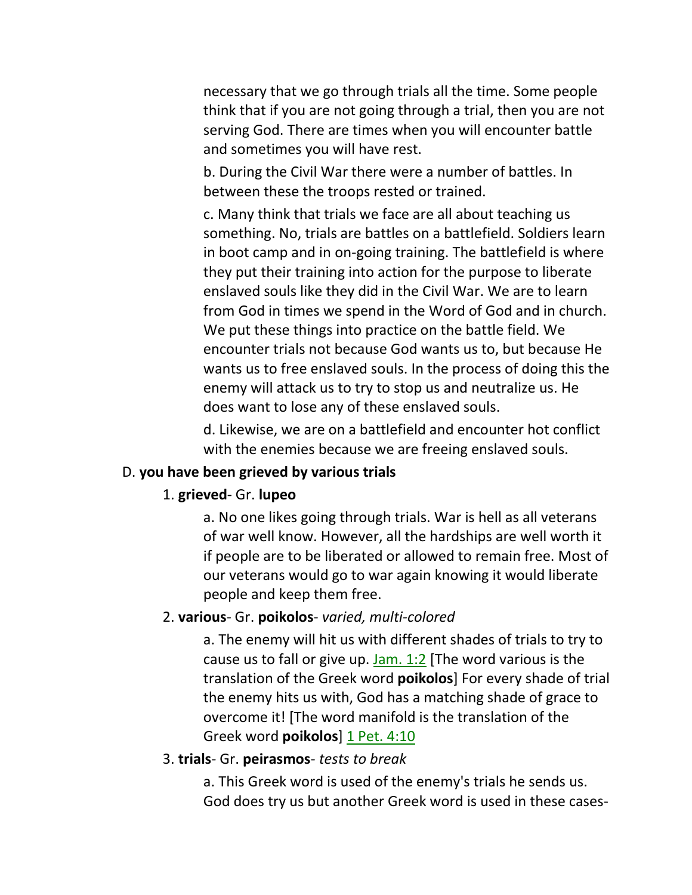necessary that we go through trials all the time. Some people think that if you are not going through a trial, then you are not serving God. There are times when you will encounter battle and sometimes you will have rest.

b. During the Civil War there were a number of battles. In between these the troops rested or trained.

c. Many think that trials we face are all about teaching us something. No, trials are battles on a battlefield. Soldiers learn in boot camp and in on-going training. The battlefield is where they put their training into action for the purpose to liberate enslaved souls like they did in the Civil War. We are to learn from God in times we spend in the Word of God and in church. We put these things into practice on the battle field. We encounter trials not because God wants us to, but because He wants us to free enslaved souls. In the process of doing this the enemy will attack us to try to stop us and neutralize us. He does want to lose any of these enslaved souls.

d. Likewise, we are on a battlefield and encounter hot conflict with the enemies because we are freeing enslaved souls.

D. **you have been grieved by various trials**

1. **grieved**- Gr. **lupeo**

a. No one likes going through trials. War is hell as all veterans of war well know. However, all the hardships are well worth it if people are to be liberated or allowed to remain free. Most of our veterans would go to war again knowing it would liberate people and keep them free.

2. **various**- Gr. **poikolos**- *varied, multi-colored*

a. The enemy will hit us with different shades of trials to try to cause us to fall or give up. Jam. 1:2 [The word various is the translation of the Greek word **poikolos**] For every shade of trial the enemy hits us with, God has a matching shade of grace to overcome it! [The word manifold is the translation of the Greek word **poikolos**] 1 Pet. 4:10

3. **trials**- Gr. **peirasmos**- *tests to break*

a. This Greek word is used of the enemy's trials he sends us. God does try us but another Greek word is used in these cases-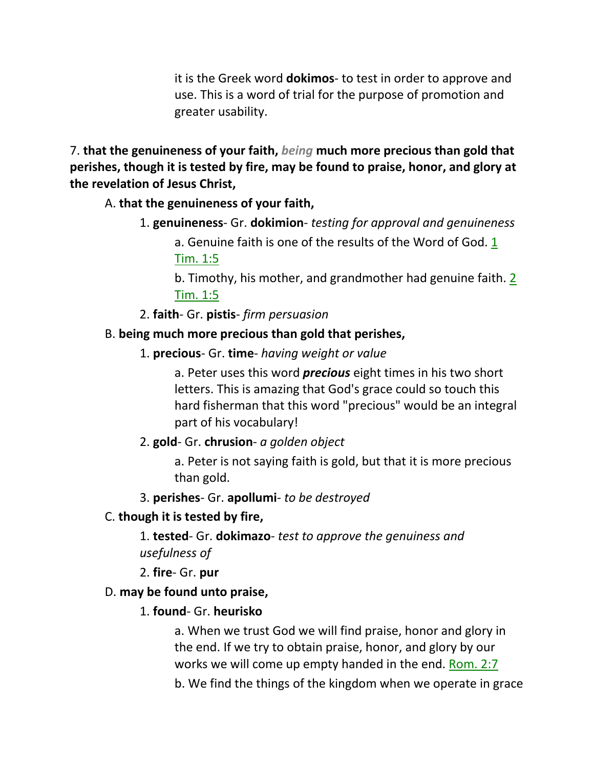it is the Greek word **dokimos**- to test in order to approve and use. This is a word of trial for the purpose of promotion and greater usability.

7. **that the genuineness of your faith,** ***being*** **much more precious than gold that perishes, though it is tested by fire, may be found to praise, honor, and glory at the revelation of Jesus Christ,**

A. **that the genuineness of your faith,**

1. **genuineness**- Gr. **dokimion**- *testing for approval and genuineness*

a. Genuine faith is one of the results of the Word of God. 1 Tim. 1:5

b. Timothy, his mother, and grandmother had genuine faith. 2 Tim. 1:5

2. **faith**- Gr. **pistis**- *firm persuasion*

B. **being much more precious than gold that perishes,**

1. **precious**- Gr. **time**- *having weight or value*

a. Peter uses this word ***precious*** eight times in his two short letters. This is amazing that God's grace could so touch this hard fisherman that this word "precious" would be an integral part of his vocabulary!

2. **gold**- Gr. **chrusion**- *a golden object*

a. Peter is not saying faith is gold, but that it is more precious than gold.

3. **perishes**- Gr. **apollumi**- *to be destroyed*

C. **though it is tested by fire,**

1. **tested**- Gr. **dokimazo**- *test to approve the genuineness and usefulness of*

2. **fire**- Gr. **pur**

D. **may be found unto praise,**

1. **found**- Gr. **heurisko**

a. When we trust God we will find praise, honor and glory in the end. If we try to obtain praise, honor, and glory by our works we will come up empty handed in the end. Rom. 2:7

b. We find the things of the kingdom when we operate in grace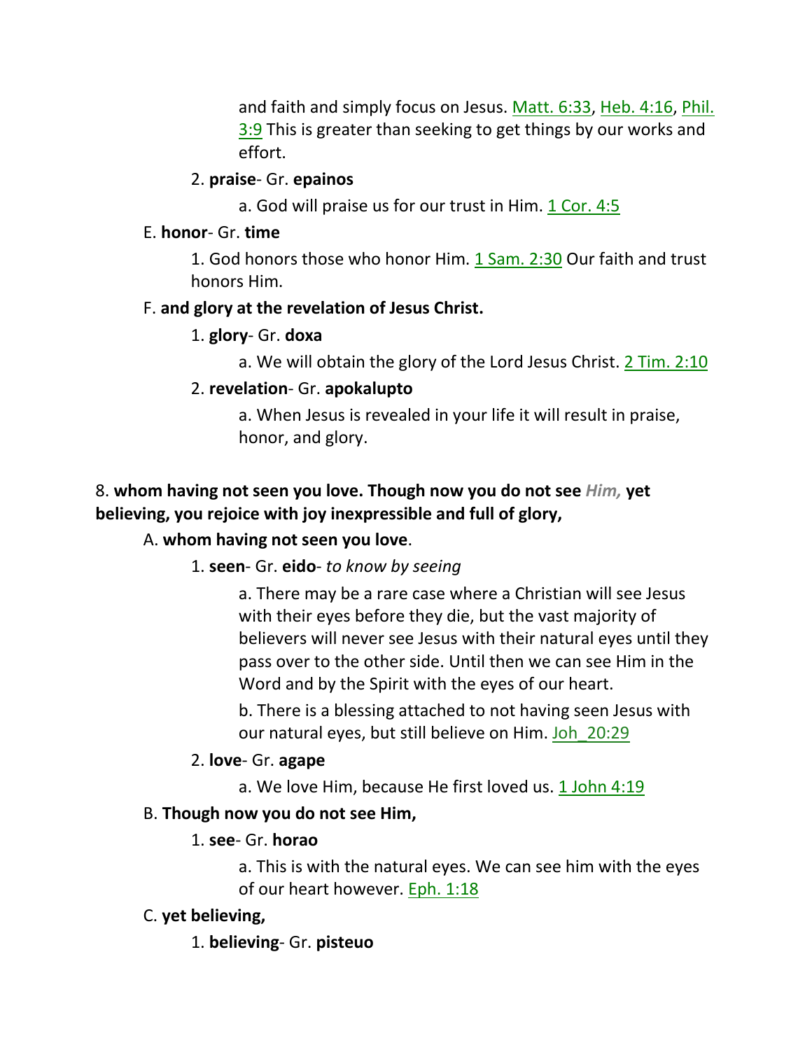and faith and simply focus on Jesus. Matt. 6:33, Heb. 4:16, Phil. 3:9 This is greater than seeking to get things by our works and effort.

2. **praise**- Gr. **epainos**

a. God will praise us for our trust in Him. 1 Cor. 4:5

E. **honor**- Gr. **time**

1. God honors those who honor Him. 1 Sam. 2:30 Our faith and trust honors Him.

F. **and glory at the revelation of Jesus Christ.**

1. **glory**- Gr. **doxa**

a. We will obtain the glory of the Lord Jesus Christ. 2 Tim. 2:10

2. **revelation**- Gr. **apokalupto**

a. When Jesus is revealed in your life it will result in praise, honor, and glory.

8. **whom having not seen you love. Though now you do not see** ***Him,*** **yet believing, you rejoice with joy inexpressible and full of glory,**

A. **whom having not seen you love**.

1. **seen**- Gr. **eido**- *to know by seeing*

a. There may be a rare case where a Christian will see Jesus with their eyes before they die, but the vast majority of believers will never see Jesus with their natural eyes until they pass over to the other side. Until then we can see Him in the Word and by the Spirit with the eyes of our heart.

b. There is a blessing attached to not having seen Jesus with our natural eyes, but still believe on Him. Joh_20:29

2. **love**- Gr. **agape**

a. We love Him, because He first loved us. 1 John 4:19

B. **Though now you do not see Him,**

1. **see**- Gr. **horao**

a. This is with the natural eyes. We can see him with the eyes of our heart however. Eph. 1:18

C. **yet believing,**

1. **believing**- Gr. **pisteuo**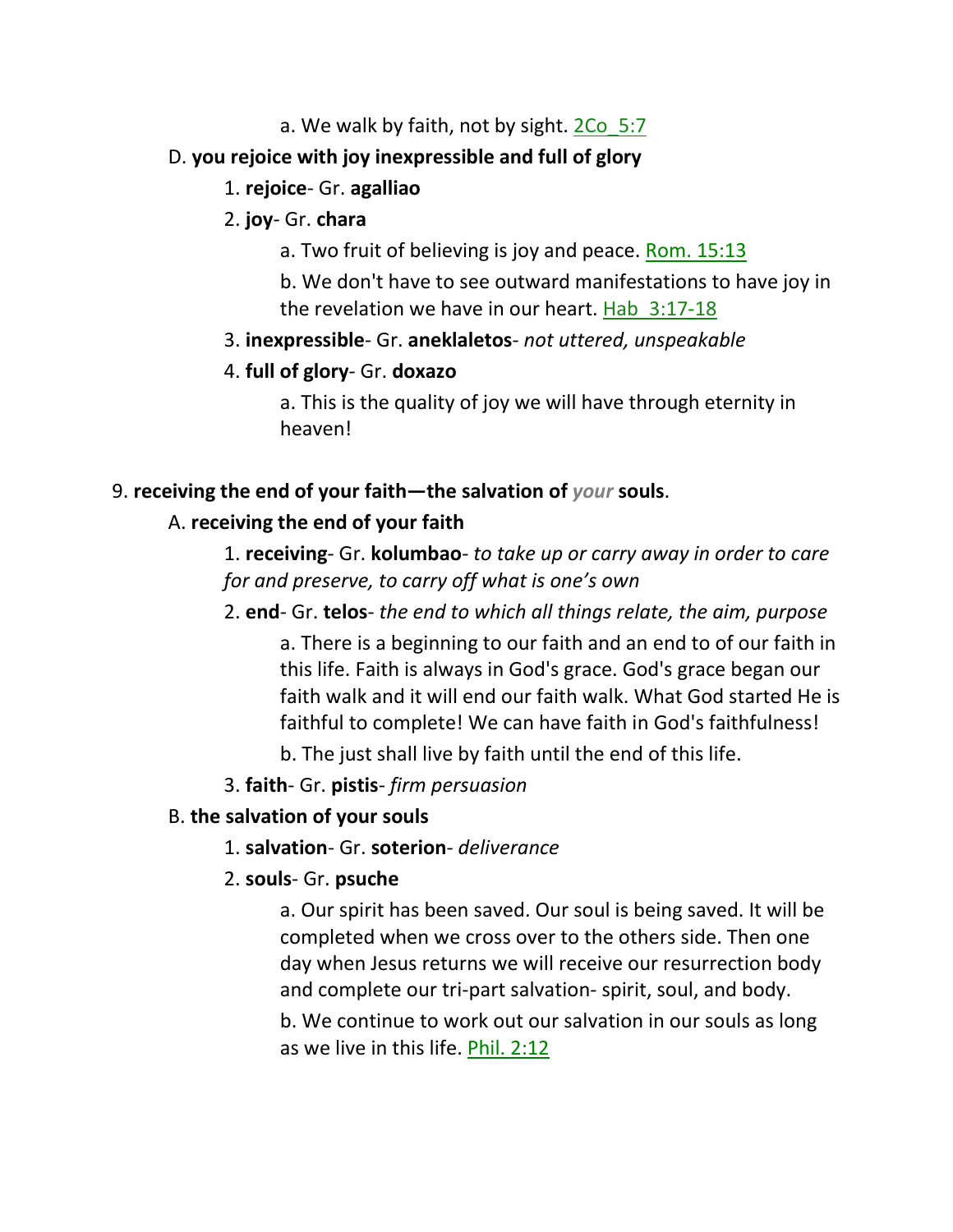a. We walk by faith, not by sight. 2Co_5:7

D. **you rejoice with joy inexpressible and full of glory**

1. **rejoice**- Gr. **agalliao**

2. **joy**- Gr. **chara**

a. Two fruit of believing is joy and peace. Rom. 15:13

b. We don't have to see outward manifestations to have joy in the revelation we have in our heart. Hab_3:17-18

3. **inexpressible**- Gr. **aneklaletos**- *not uttered, unspeakable*

4. **full of glory**- Gr. **doxazo**

a. This is the quality of joy we will have through eternity in heaven!

9. **receiving the end of your faith—the salvation of *your* souls**.

A. **receiving the end of your faith**

1. **receiving**- Gr. **kolumbao**- *to take up or carry away in order to care for and preserve, to carry off what is one's own*

2. **end**- Gr. **telos**- *the end to which all things relate, the aim, purpose*

a. There is a beginning to our faith and an end to of our faith in this life. Faith is always in God's grace. God's grace began our faith walk and it will end our faith walk. What God started He is faithful to complete! We can have faith in God's faithfulness!

b. The just shall live by faith until the end of this life.

3. **faith**- Gr. **pistis**- *firm persuasion*

B. **the salvation of your souls**

1. **salvation**- Gr. **soterion**- *deliverance*

2. **souls**- Gr. **psuche**

a. Our spirit has been saved. Our soul is being saved. It will be completed when we cross over to the others side. Then one day when Jesus returns we will receive our resurrection body and complete our tri-part salvation- spirit, soul, and body.

b. We continue to work out our salvation in our souls as long as we live in this life. Phil. 2:12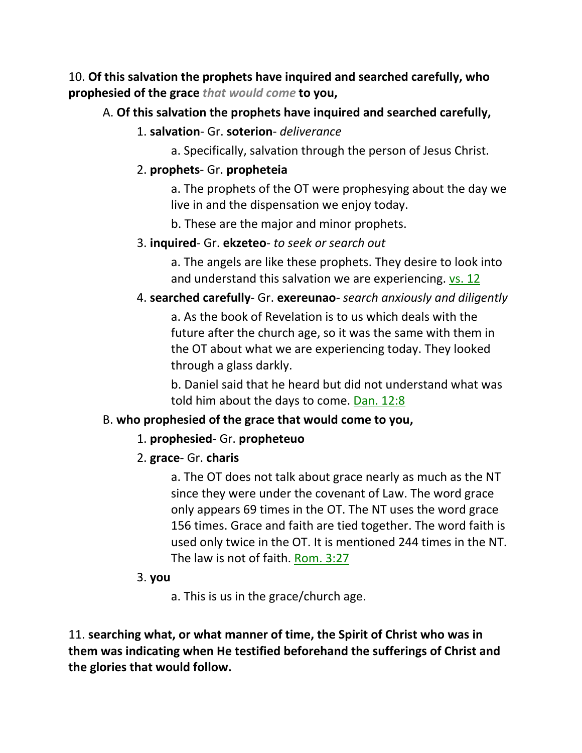10. **Of this salvation the prophets have inquired and searched carefully, who prophesied of the grace** ***that would come*** **to you,**

A. **Of this salvation the prophets have inquired and searched carefully,**

1. **salvation**- Gr. **soterion**- *deliverance*

a. Specifically, salvation through the person of Jesus Christ.

2. **prophets**- Gr. **propheteia**

a. The prophets of the OT were prophesying about the day we live in and the dispensation we enjoy today.

b. These are the major and minor prophets.

3. **inquired**- Gr. **ekzeteo**- *to seek or search out*

a. The angels are like these prophets. They desire to look into and understand this salvation we are experiencing. vs. 12

4. **searched carefully**- Gr. **exereunao**- *search anxiously and diligently*

a. As the book of Revelation is to us which deals with the future after the church age, so it was the same with them in the OT about what we are experiencing today. They looked through a glass darkly.

b. Daniel said that he heard but did not understand what was told him about the days to come. Dan. 12:8

B. **who prophesied of the grace that would come to you,**

1. **prophesied**- Gr. **propheteuo**

2. **grace**- Gr. **charis**

a. The OT does not talk about grace nearly as much as the NT since they were under the covenant of Law. The word grace only appears 69 times in the OT. The NT uses the word grace 156 times. Grace and faith are tied together. The word faith is used only twice in the OT. It is mentioned 244 times in the NT. The law is not of faith. Rom. 3:27

3. **you**

a. This is us in the grace/church age.

11. **searching what, or what manner of time, the Spirit of Christ who was in them was indicating when He testified beforehand the sufferings of Christ and the glories that would follow.**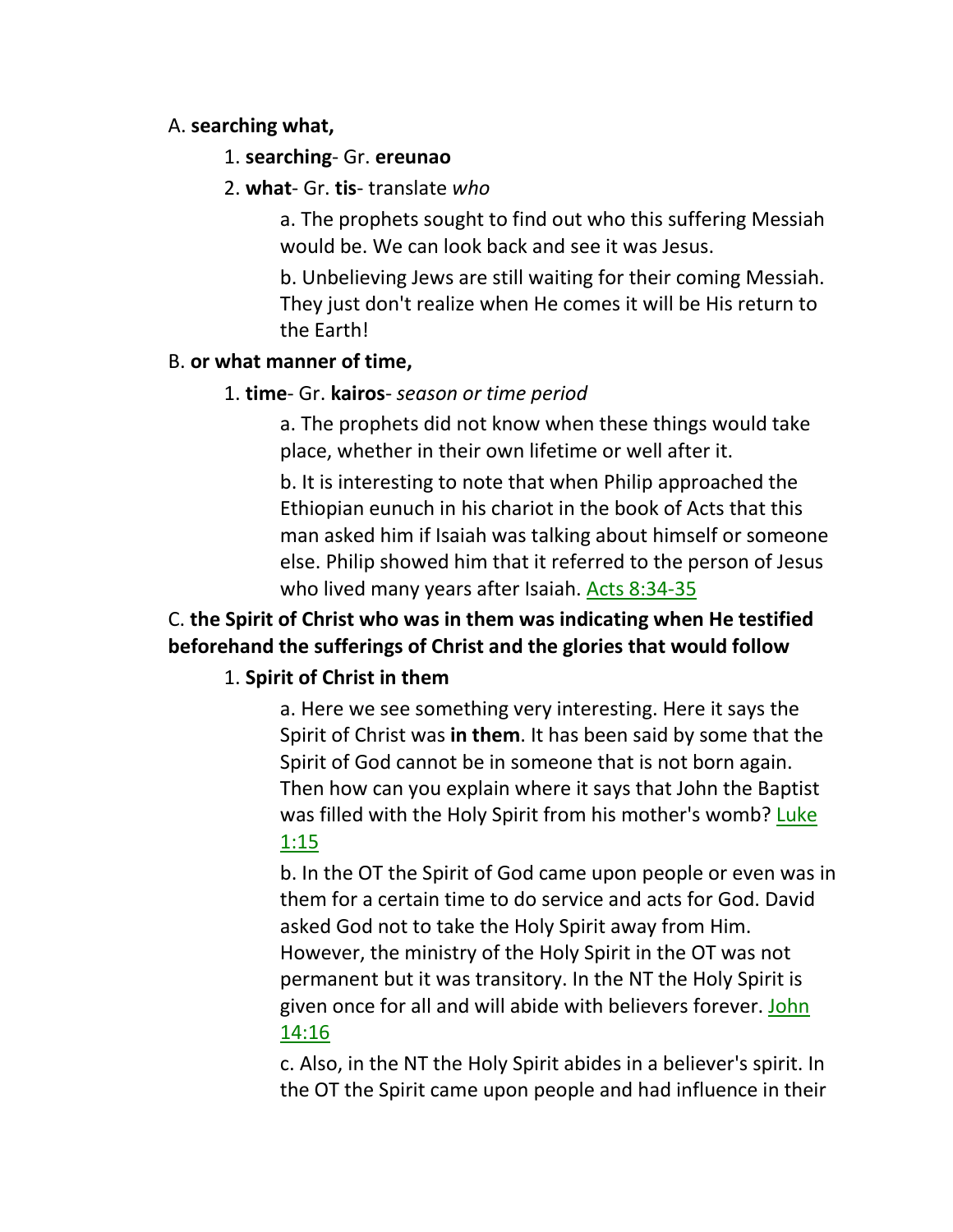A. **searching what,**

1. **searching**- Gr. **ereunao**

2. **what**- Gr. **tis**- translate *who*

a. The prophets sought to find out who this suffering Messiah would be. We can look back and see it was Jesus.

b. Unbelieving Jews are still waiting for their coming Messiah. They just don't realize when He comes it will be His return to the Earth!

B. **or what manner of time,**

1. **time**- Gr. **kairos**- *season or time period*

a. The prophets did not know when these things would take place, whether in their own lifetime or well after it.

b. It is interesting to note that when Philip approached the Ethiopian eunuch in his chariot in the book of Acts that this man asked him if Isaiah was talking about himself or someone else. Philip showed him that it referred to the person of Jesus who lived many years after Isaiah. Acts 8:34-35

C. **the Spirit of Christ who was in them was indicating when He testified beforehand the sufferings of Christ and the glories that would follow**

1. **Spirit of Christ in them**

a. Here we see something very interesting. Here it says the Spirit of Christ was **in them**. It has been said by some that the Spirit of God cannot be in someone that is not born again. Then how can you explain where it says that John the Baptist was filled with the Holy Spirit from his mother's womb? Luke 1:15

b. In the OT the Spirit of God came upon people or even was in them for a certain time to do service and acts for God. David asked God not to take the Holy Spirit away from Him. However, the ministry of the Holy Spirit in the OT was not permanent but it was transitory. In the NT the Holy Spirit is given once for all and will abide with believers forever. John 14:16

c. Also, in the NT the Holy Spirit abides in a believer's spirit. In the OT the Spirit came upon people and had influence in their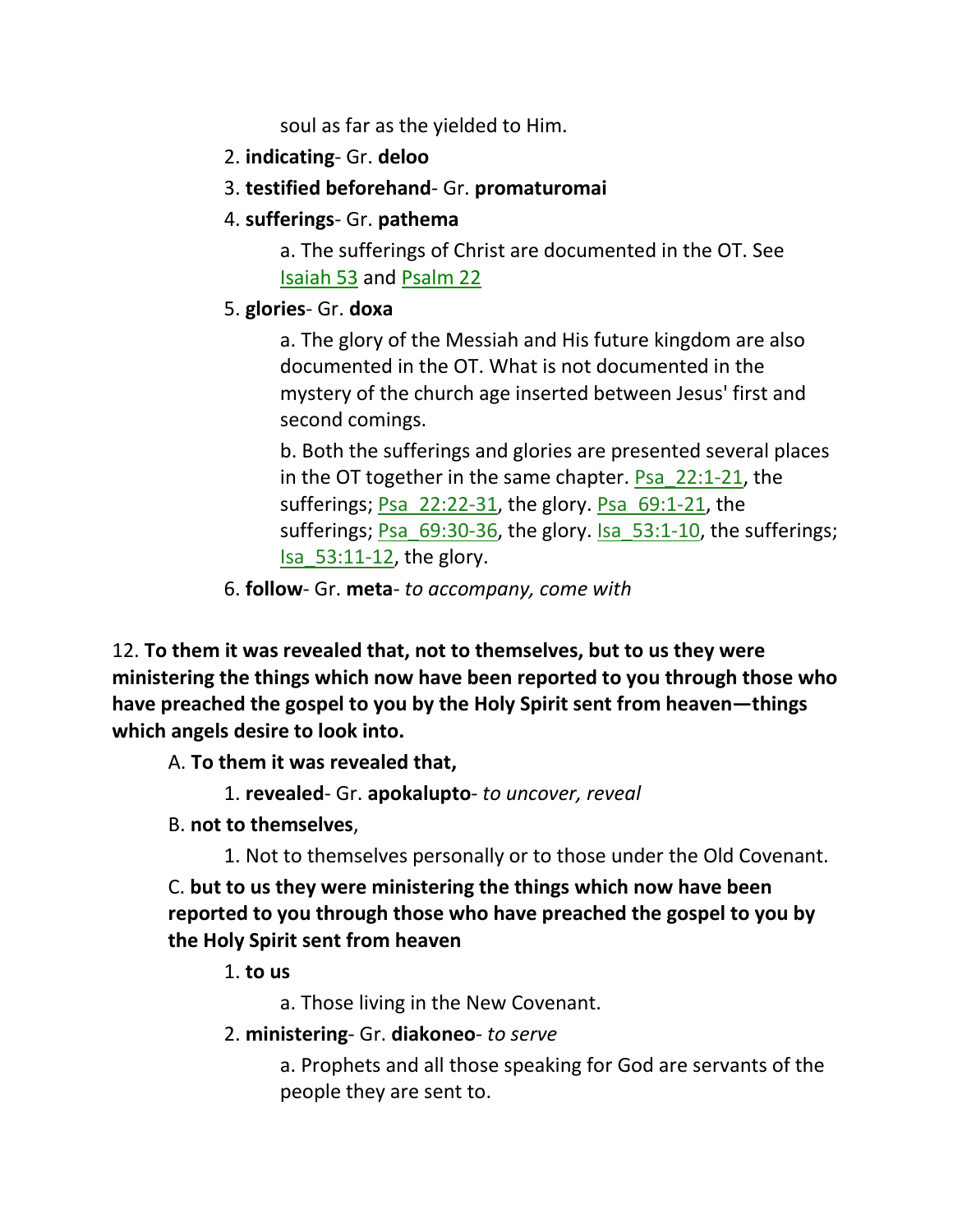soul as far as the yielded to Him.

2. **indicating**- Gr. **deloo**

3. **testified beforehand**- Gr. **promaturomai**

4. **sufferings**- Gr. **pathema**

   a. The sufferings of Christ are documented in the OT. See Isaiah 53 and Psalm 22

5. **glories**- Gr. **doxa**

   a. The glory of the Messiah and His future kingdom are also documented in the OT. What is not documented in the mystery of the church age inserted between Jesus' first and second comings.

   b. Both the sufferings and glories are presented several places in the OT together in the same chapter. Psa_22:1-21, the sufferings; Psa_22:22-31, the glory. Psa_69:1-21, the sufferings; Psa_69:30-36, the glory. Isa_53:1-10, the sufferings; Isa_53:11-12, the glory.

6. **follow**- Gr. **meta**- *to accompany, come with*

12. **To them it was revealed that, not to themselves, but to us they were ministering the things which now have been reported to you through those who have preached the gospel to you by the Holy Spirit sent from heaven—things which angels desire to look into.**

A. **To them it was revealed that,**

1. **revealed**- Gr. **apokalupto**- *to uncover, reveal*

B. **not to themselves**,

1. Not to themselves personally or to those under the Old Covenant.

C. **but to us they were ministering the things which now have been reported to you through those who have preached the gospel to you by the Holy Spirit sent from heaven**

1. **to us**

   a. Those living in the New Covenant.

2. **ministering**- Gr. **diakoneo**- *to serve*

   a. Prophets and all those speaking for God are servants of the people they are sent to.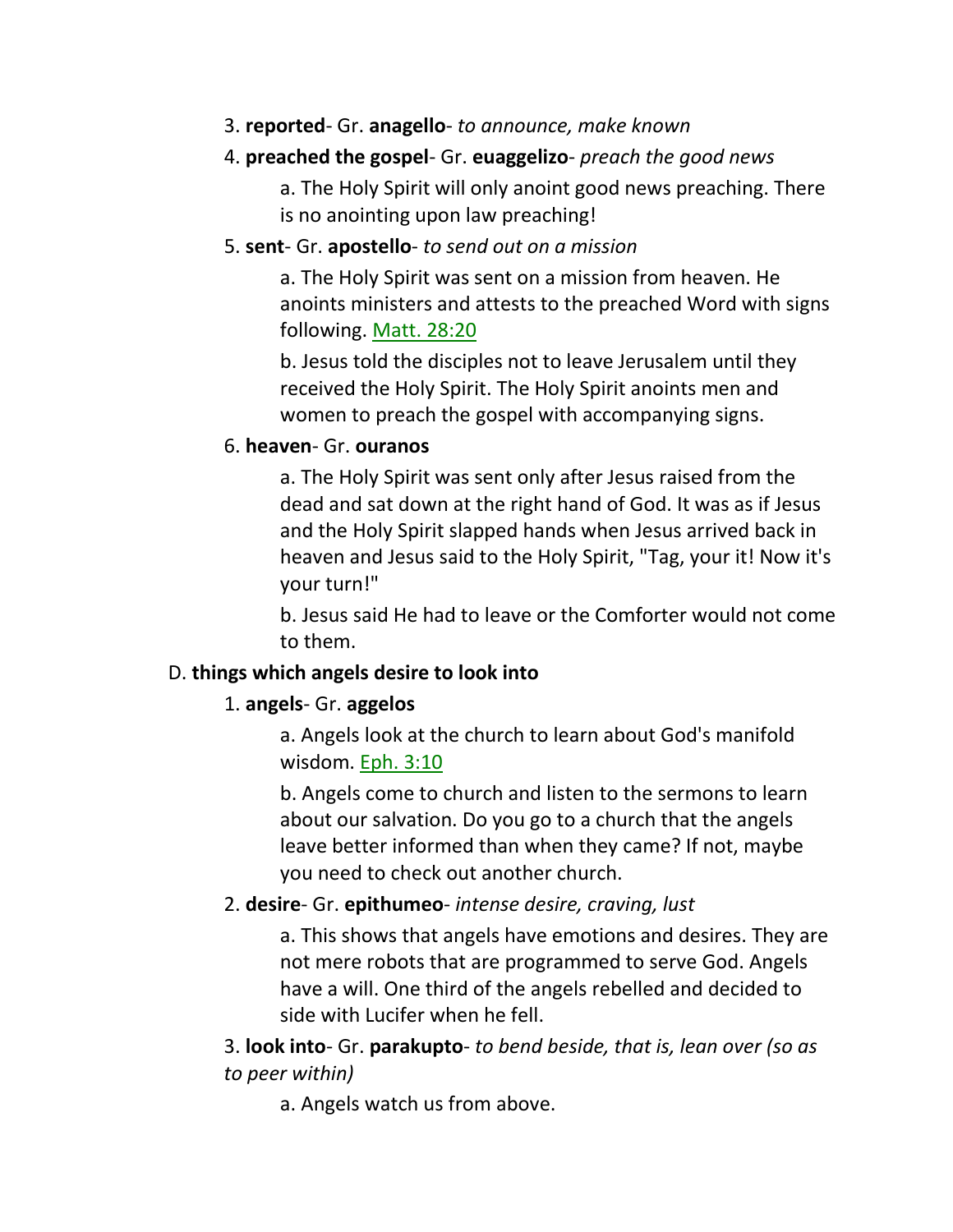3. **reported**- Gr. **anagello**- *to announce, make known*

4. **preached the gospel**- Gr. **euaggelizo**- *preach the good news*

    a. The Holy Spirit will only anoint good news preaching. There is no anointing upon law preaching!

5. **sent**- Gr. **apostello**- *to send out on a mission*

    a. The Holy Spirit was sent on a mission from heaven. He anoints ministers and attests to the preached Word with signs following. Matt. 28:20

    b. Jesus told the disciples not to leave Jerusalem until they received the Holy Spirit. The Holy Spirit anoints men and women to preach the gospel with accompanying signs.

6. **heaven**- Gr. **ouranos**

    a. The Holy Spirit was sent only after Jesus raised from the dead and sat down at the right hand of God. It was as if Jesus and the Holy Spirit slapped hands when Jesus arrived back in heaven and Jesus said to the Holy Spirit, "Tag, your it! Now it's your turn!"

    b. Jesus said He had to leave or the Comforter would not come to them.

D. **things which angels desire to look into**

1. **angels**- Gr. **aggelos**

    a. Angels look at the church to learn about God's manifold wisdom. Eph. 3:10

    b. Angels come to church and listen to the sermons to learn about our salvation. Do you go to a church that the angels leave better informed than when they came? If not, maybe you need to check out another church.

2. **desire**- Gr. **epithumeo**- *intense desire, craving, lust*

    a. This shows that angels have emotions and desires. They are not mere robots that are programmed to serve God. Angels have a will. One third of the angels rebelled and decided to side with Lucifer when he fell.

3. **look into**- Gr. **parakupto**- *to bend beside, that is, lean over (so as to peer within)*

    a. Angels watch us from above.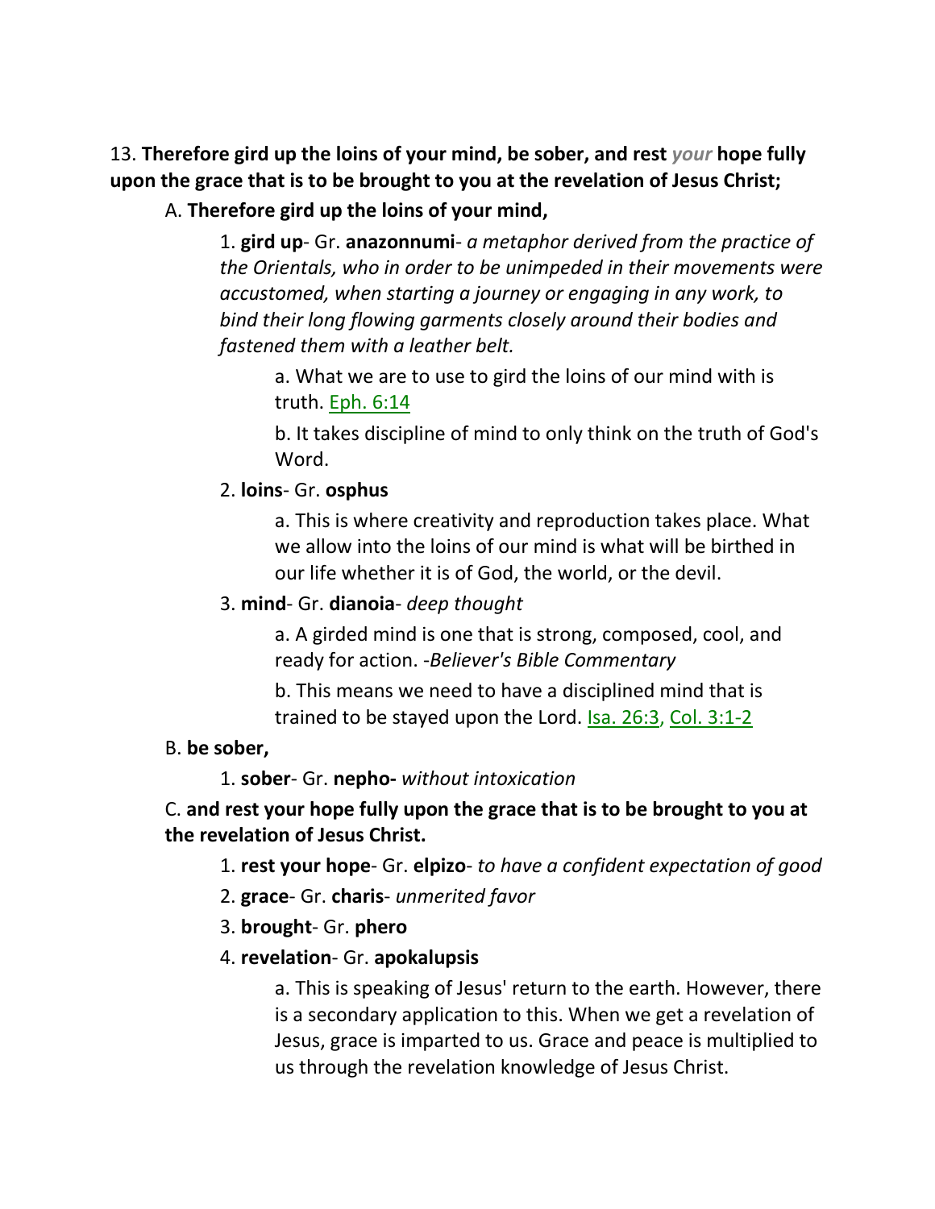13. **Therefore gird up the loins of your mind, be sober, and rest** *your* **hope fully upon the grace that is to be brought to you at the revelation of Jesus Christ;**

A. **Therefore gird up the loins of your mind,**

1. **gird up**- Gr. **anazonnumi**- *a metaphor derived from the practice of the Orientals, who in order to be unimpeded in their movements were accustomed, when starting a journey or engaging in any work, to bind their long flowing garments closely around their bodies and fastened them with a leather belt.*

a. What we are to use to gird the loins of our mind with is truth. Eph. 6:14

b. It takes discipline of mind to only think on the truth of God's Word.

2. **loins**- Gr. **osphus**

a. This is where creativity and reproduction takes place. What we allow into the loins of our mind is what will be birthed in our life whether it is of God, the world, or the devil.

3. **mind**- Gr. **dianoia**- *deep thought*

a. A girded mind is one that is strong, composed, cool, and ready for action. -*Believer's Bible Commentary*

b. This means we need to have a disciplined mind that is trained to be stayed upon the Lord. Isa. 26:3, Col. 3:1-2

B. **be sober,**

1. **sober**- Gr. **nepho-** *without intoxication*

C. **and rest your hope fully upon the grace that is to be brought to you at the revelation of Jesus Christ.**

1. **rest your hope**- Gr. **elpizo**- *to have a confident expectation of good*

2. **grace**- Gr. **charis**- *unmerited favor*

3. **brought**- Gr. **phero**

4. **revelation**- Gr. **apokalupsis**

a. This is speaking of Jesus' return to the earth. However, there is a secondary application to this. When we get a revelation of Jesus, grace is imparted to us. Grace and peace is multiplied to us through the revelation knowledge of Jesus Christ.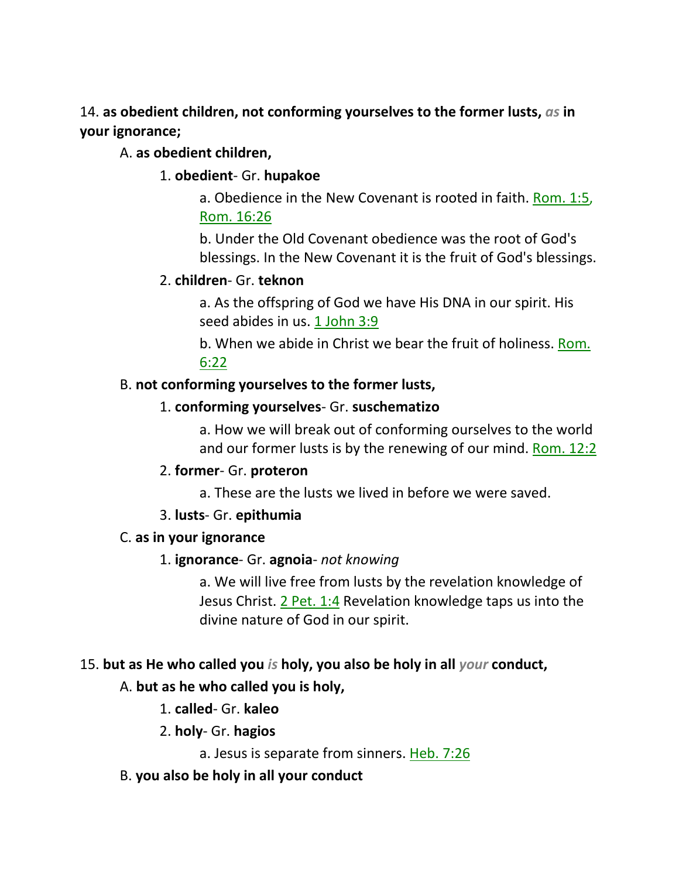14. **as obedient children, not conforming yourselves to the former lusts,** ***as*** **in your ignorance;**

A. **as obedient children,**

1. **obedient**- Gr. **hupakoe**

a. Obedience in the New Covenant is rooted in faith. Rom. 1:5, Rom. 16:26

b. Under the Old Covenant obedience was the root of God's blessings. In the New Covenant it is the fruit of God's blessings.

2. **children**- Gr. **teknon**

a. As the offspring of God we have His DNA in our spirit. His seed abides in us. 1 John 3:9

b. When we abide in Christ we bear the fruit of holiness. Rom. 6:22

B. **not conforming yourselves to the former lusts,**

1. **conforming yourselves**- Gr. **suschematizo**

a. How we will break out of conforming ourselves to the world and our former lusts is by the renewing of our mind. Rom. 12:2

2. **former**- Gr. **proteron**

a. These are the lusts we lived in before we were saved.

3. **lusts**- Gr. **epithumia**

C. **as in your ignorance**

1. **ignorance**- Gr. **agnoia**- *not knowing*

a. We will live free from lusts by the revelation knowledge of Jesus Christ. 2 Pet. 1:4 Revelation knowledge taps us into the divine nature of God in our spirit.

15. **but as He who called you** ***is*** **holy, you also be holy in all** ***your*** **conduct,**

A. **but as he who called you is holy,**

1. **called**- Gr. **kaleo**

2. **holy**- Gr. **hagios**

a. Jesus is separate from sinners. Heb. 7:26

B. **you also be holy in all your conduct**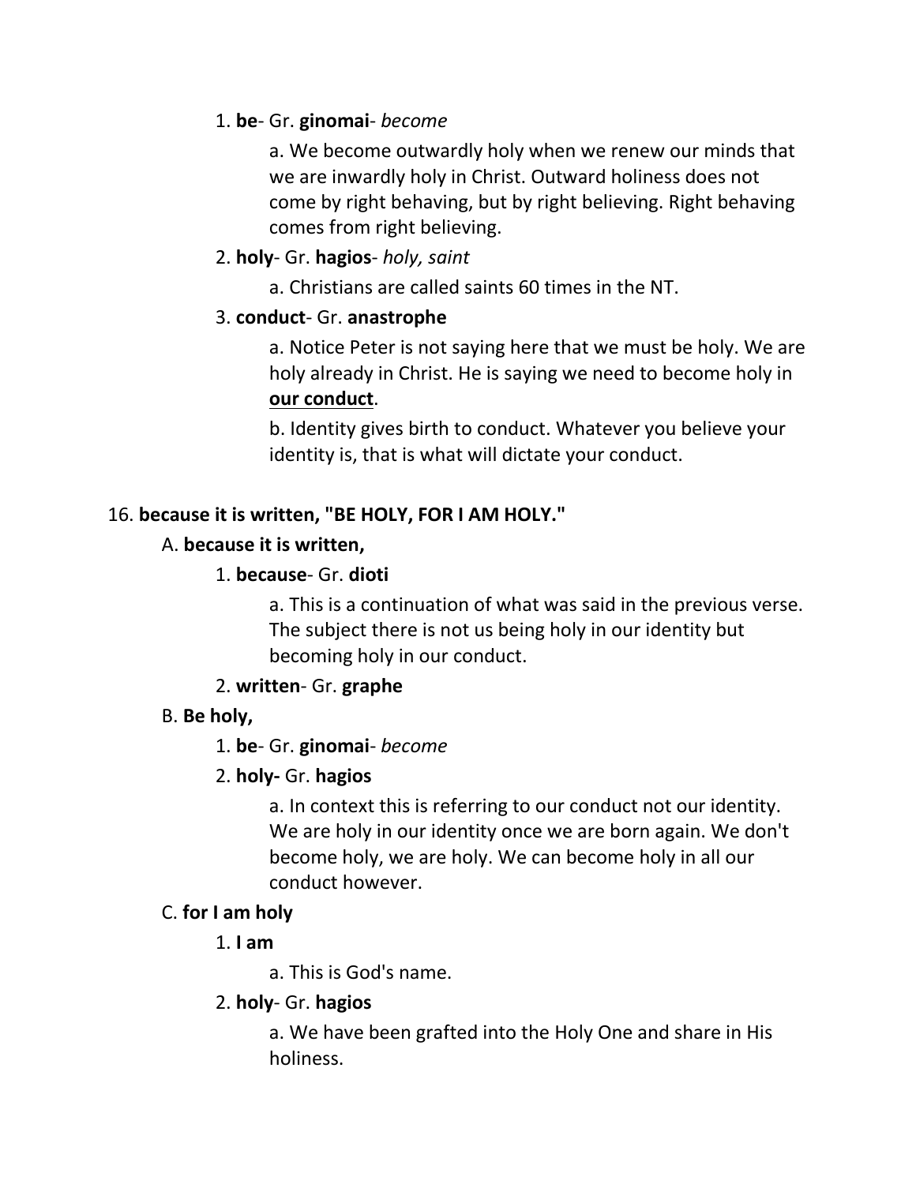1. **be**- Gr. **ginomai**- *become*

    a. We become outwardly holy when we renew our minds that we are inwardly holy in Christ. Outward holiness does not come by right behaving, but by right believing. Right behaving comes from right believing.

2. **holy**- Gr. **hagios**- *holy, saint*

    a. Christians are called saints 60 times in the NT.

3. **conduct**- Gr. **anastrophe**

    a. Notice Peter is not saying here that we must be holy. We are holy already in Christ. He is saying we need to become holy in <u>**our conduct**</u>.

    b. Identity gives birth to conduct. Whatever you believe your identity is, that is what will dictate your conduct.

16. **because it is written, "BE HOLY, FOR I AM HOLY."**

A. **because it is written,**

1. **because**- Gr. **dioti**

    a. This is a continuation of what was said in the previous verse. The subject there is not us being holy in our identity but becoming holy in our conduct.

2. **written**- Gr. **graphe**

B. **Be holy,**

1. **be**- Gr. **ginomai**- *become*

2. **holy-** Gr. **hagios**

    a. In context this is referring to our conduct not our identity. We are holy in our identity once we are born again. We don't become holy, we are holy. We can become holy in all our conduct however.

C. **for I am holy**

1. **I am**

    a. This is God's name.

2. **holy**- Gr. **hagios**

    a. We have been grafted into the Holy One and share in His holiness.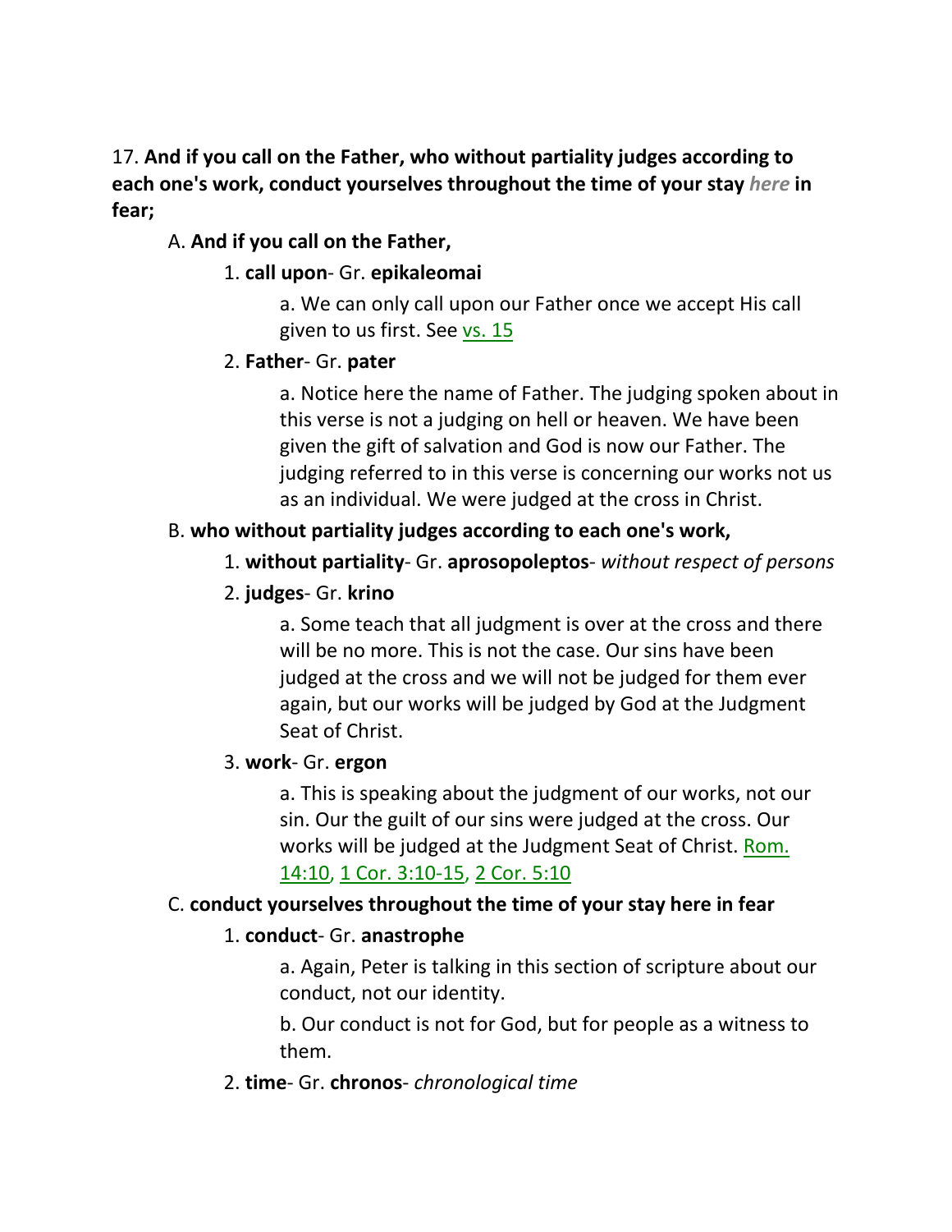17. **And if you call on the Father, who without partiality judges according to each one's work, conduct yourselves throughout the time of your stay** ***here*** **in fear;**

A. **And if you call on the Father,**

1. **call upon**- Gr. **epikaleomai**

a. We can only call upon our Father once we accept His call given to us first. See vs. 15

2. **Father**- Gr. **pater**

a. Notice here the name of Father. The judging spoken about in this verse is not a judging on hell or heaven. We have been given the gift of salvation and God is now our Father. The judging referred to in this verse is concerning our works not us as an individual. We were judged at the cross in Christ.

B. **who without partiality judges according to each one's work,**

1. **without partiality**- Gr. **aprosopoleptos**- *without respect of persons*

2. **judges**- Gr. **krino**

a. Some teach that all judgment is over at the cross and there will be no more. This is not the case. Our sins have been judged at the cross and we will not be judged for them ever again, but our works will be judged by God at the Judgment Seat of Christ.

3. **work**- Gr. **ergon**

a. This is speaking about the judgment of our works, not our sin. Our the guilt of our sins were judged at the cross. Our works will be judged at the Judgment Seat of Christ. Rom. 14:10, 1 Cor. 3:10-15, 2 Cor. 5:10

C. **conduct yourselves throughout the time of your stay here in fear**

1. **conduct**- Gr. **anastrophe**

a. Again, Peter is talking in this section of scripture about our conduct, not our identity.

b. Our conduct is not for God, but for people as a witness to them.

2. **time**- Gr. **chronos**- *chronological time*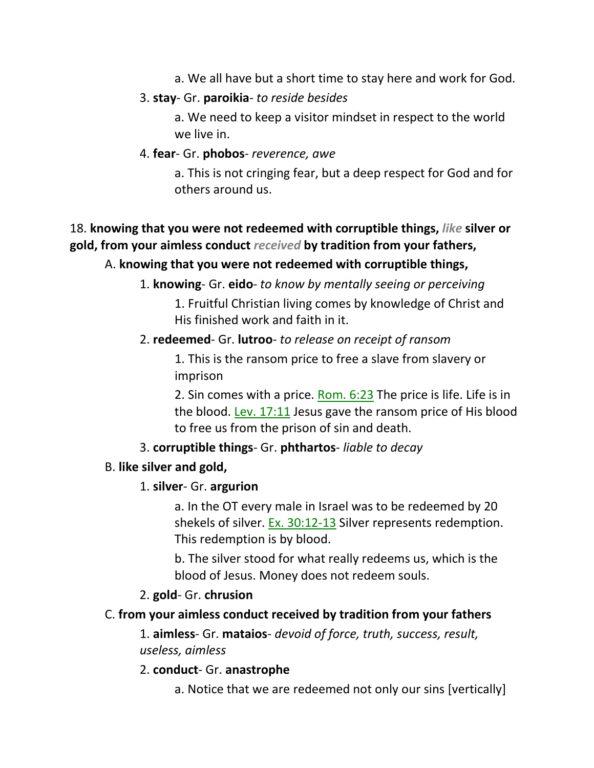a. We all have but a short time to stay here and work for God.

3. **stay**- Gr. **paroikia**- *to reside besides*

a. We need to keep a visitor mindset in respect to the world we live in.

4. **fear**- Gr. **phobos**- *reverence, awe*

a. This is not cringing fear, but a deep respect for God and for others around us.

18. **knowing that you were not redeemed with corruptible things, *like* silver or gold, from your aimless conduct *received* by tradition from your fathers,**

A. **knowing that you were not redeemed with corruptible things,**

1. **knowing**- Gr. **eido**- *to know by mentally seeing or perceiving*

1. Fruitful Christian living comes by knowledge of Christ and His finished work and faith in it.

2. **redeemed**- Gr. **lutroo**- *to release on receipt of ransom*

1. This is the ransom price to free a slave from slavery or imprison

2. Sin comes with a price. Rom. 6:23 The price is life. Life is in the blood. Lev. 17:11 Jesus gave the ransom price of His blood to free us from the prison of sin and death.

3. **corruptible things**- Gr. **phthartos**- *liable to decay*

B. **like silver and gold,**

1. **silver**- Gr. **argurion**

a. In the OT every male in Israel was to be redeemed by 20 shekels of silver. Ex. 30:12-13 Silver represents redemption. This redemption is by blood.

b. The silver stood for what really redeems us, which is the blood of Jesus. Money does not redeem souls.

2. **gold**- Gr. **chrusion**

C. **from your aimless conduct received by tradition from your fathers**

1. **aimless**- Gr. **mataios**- *devoid of force, truth, success, result, useless, aimless*

2. **conduct**- Gr. **anastrophe**

a. Notice that we are redeemed not only our sins [vertically]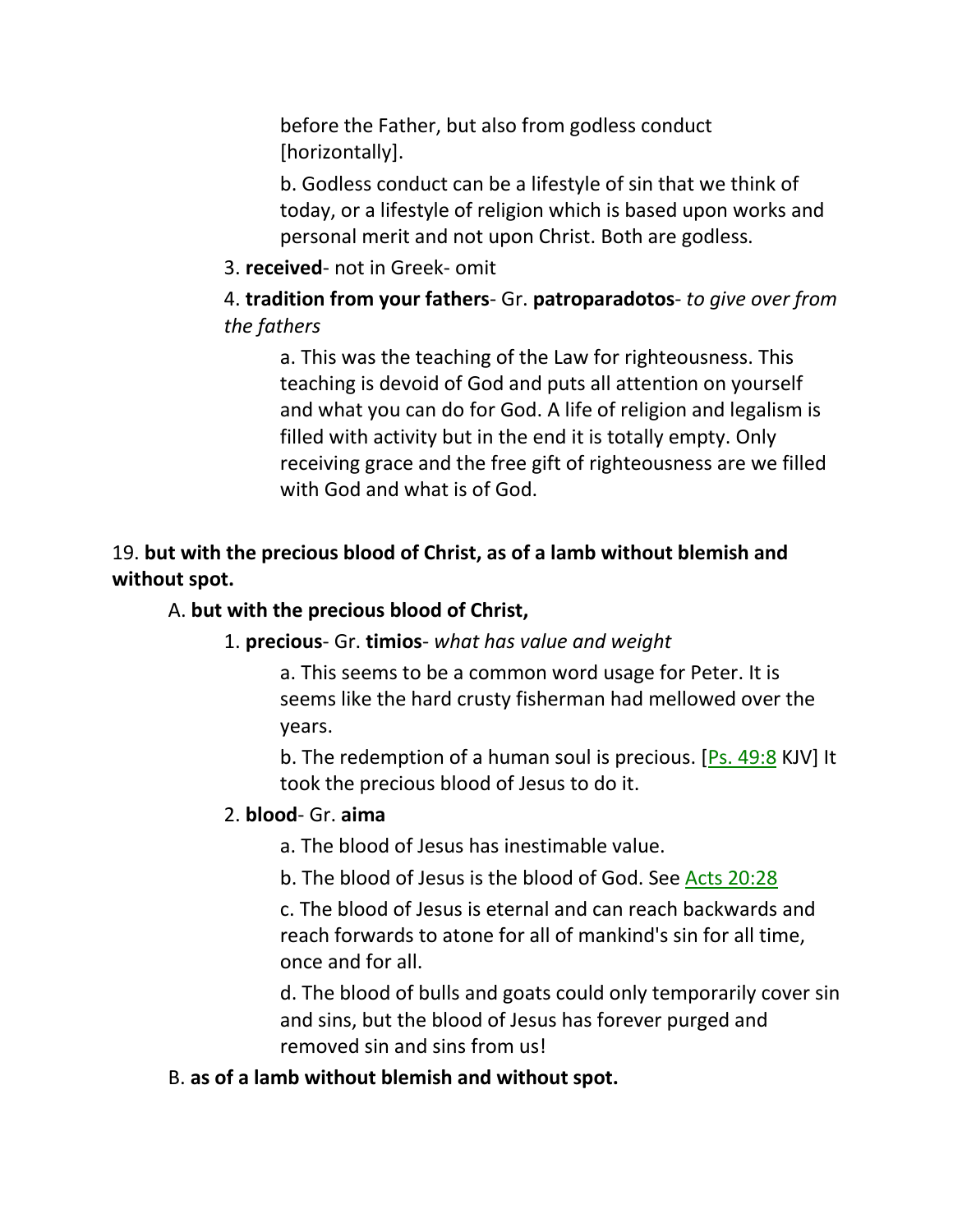before the Father, but also from godless conduct [horizontally].

b. Godless conduct can be a lifestyle of sin that we think of today, or a lifestyle of religion which is based upon works and personal merit and not upon Christ. Both are godless.

3. **received**- not in Greek- omit

4. **tradition from your fathers**- Gr. **patroparadotos**- *to give over from the fathers*

a. This was the teaching of the Law for righteousness. This teaching is devoid of God and puts all attention on yourself and what you can do for God. A life of religion and legalism is filled with activity but in the end it is totally empty. Only receiving grace and the free gift of righteousness are we filled with God and what is of God.

19. **but with the precious blood of Christ, as of a lamb without blemish and without spot.**

A. **but with the precious blood of Christ,**

1. **precious**- Gr. **timios**- *what has value and weight*

a. This seems to be a common word usage for Peter. It is seems like the hard crusty fisherman had mellowed over the years.

b. The redemption of a human soul is precious. [Ps. 49:8 KJV] It took the precious blood of Jesus to do it.

2. **blood**- Gr. **aima**

a. The blood of Jesus has inestimable value.

b. The blood of Jesus is the blood of God. See Acts 20:28

c. The blood of Jesus is eternal and can reach backwards and reach forwards to atone for all of mankind's sin for all time, once and for all.

d. The blood of bulls and goats could only temporarily cover sin and sins, but the blood of Jesus has forever purged and removed sin and sins from us!

B. **as of a lamb without blemish and without spot.**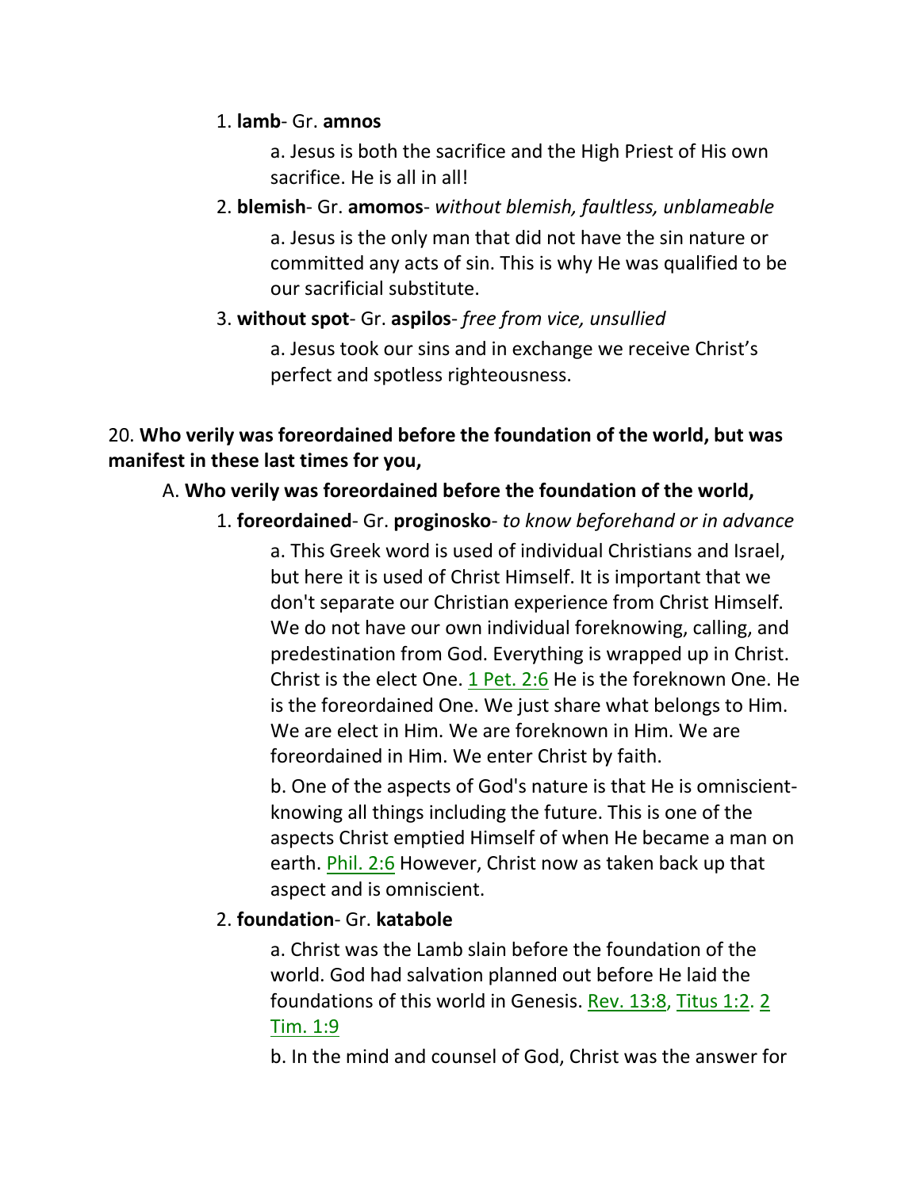1. **lamb**- Gr. **amnos**

    a. Jesus is both the sacrifice and the High Priest of His own sacrifice. He is all in all!

2. **blemish**- Gr. **amomos**- *without blemish, faultless, unblameable*

    a. Jesus is the only man that did not have the sin nature or committed any acts of sin. This is why He was qualified to be our sacrificial substitute.

3. **without spot**- Gr. **aspilos**- *free from vice, unsullied*

    a. Jesus took our sins and in exchange we receive Christ's perfect and spotless righteousness.

20. **Who verily was foreordained before the foundation of the world, but was manifest in these last times for you,**

A. **Who verily was foreordained before the foundation of the world,**

1. **foreordained**- Gr. **proginosko**- *to know beforehand or in advance*

    a. This Greek word is used of individual Christians and Israel, but here it is used of Christ Himself. It is important that we don't separate our Christian experience from Christ Himself. We do not have our own individual foreknowing, calling, and predestination from God. Everything is wrapped up in Christ. Christ is the elect One. 1 Pet. 2:6 He is the foreknown One. He is the foreordained One. We just share what belongs to Him. We are elect in Him. We are foreknown in Him. We are foreordained in Him. We enter Christ by faith.

    b. One of the aspects of God's nature is that He is omniscient- knowing all things including the future. This is one of the aspects Christ emptied Himself of when He became a man on earth. Phil. 2:6 However, Christ now as taken back up that aspect and is omniscient.

2. **foundation**- Gr. **katabole**

    a. Christ was the Lamb slain before the foundation of the world. God had salvation planned out before He laid the foundations of this world in Genesis. Rev. 13:8, Titus 1:2. 2 Tim. 1:9

    b. In the mind and counsel of God, Christ was the answer for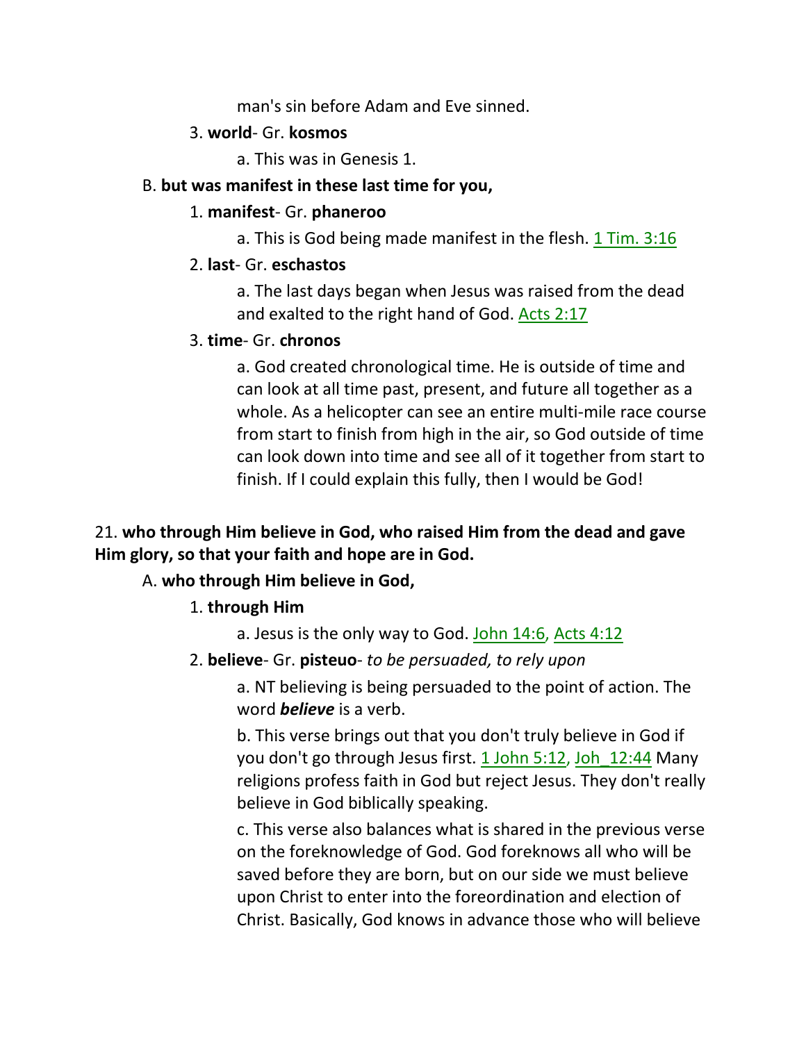man's sin before Adam and Eve sinned.

3. **world**- Gr. **kosmos**

a. This was in Genesis 1.

B. **but was manifest in these last time for you,**

1. **manifest**- Gr. **phaneroo**

a. This is God being made manifest in the flesh. 1 Tim. 3:16

2. **last**- Gr. **eschastos**

a. The last days began when Jesus was raised from the dead and exalted to the right hand of God. Acts 2:17

3. **time**- Gr. **chronos**

a. God created chronological time. He is outside of time and can look at all time past, present, and future all together as a whole. As a helicopter can see an entire multi-mile race course from start to finish from high in the air, so God outside of time can look down into time and see all of it together from start to finish. If I could explain this fully, then I would be God!

21. **who through Him believe in God, who raised Him from the dead and gave Him glory, so that your faith and hope are in God.**

A. **who through Him believe in God,**

1. **through Him**

a. Jesus is the only way to God. John 14:6, Acts 4:12

2. **believe**- Gr. **pisteuo**- *to be persuaded, to rely upon*

a. NT believing is being persuaded to the point of action. The word ***believe*** is a verb.

b. This verse brings out that you don't truly believe in God if you don't go through Jesus first. 1 John 5:12, Joh_12:44 Many religions profess faith in God but reject Jesus. They don't really believe in God biblically speaking.

c. This verse also balances what is shared in the previous verse on the foreknowledge of God. God foreknows all who will be saved before they are born, but on our side we must believe upon Christ to enter into the foreordination and election of Christ. Basically, God knows in advance those who will believe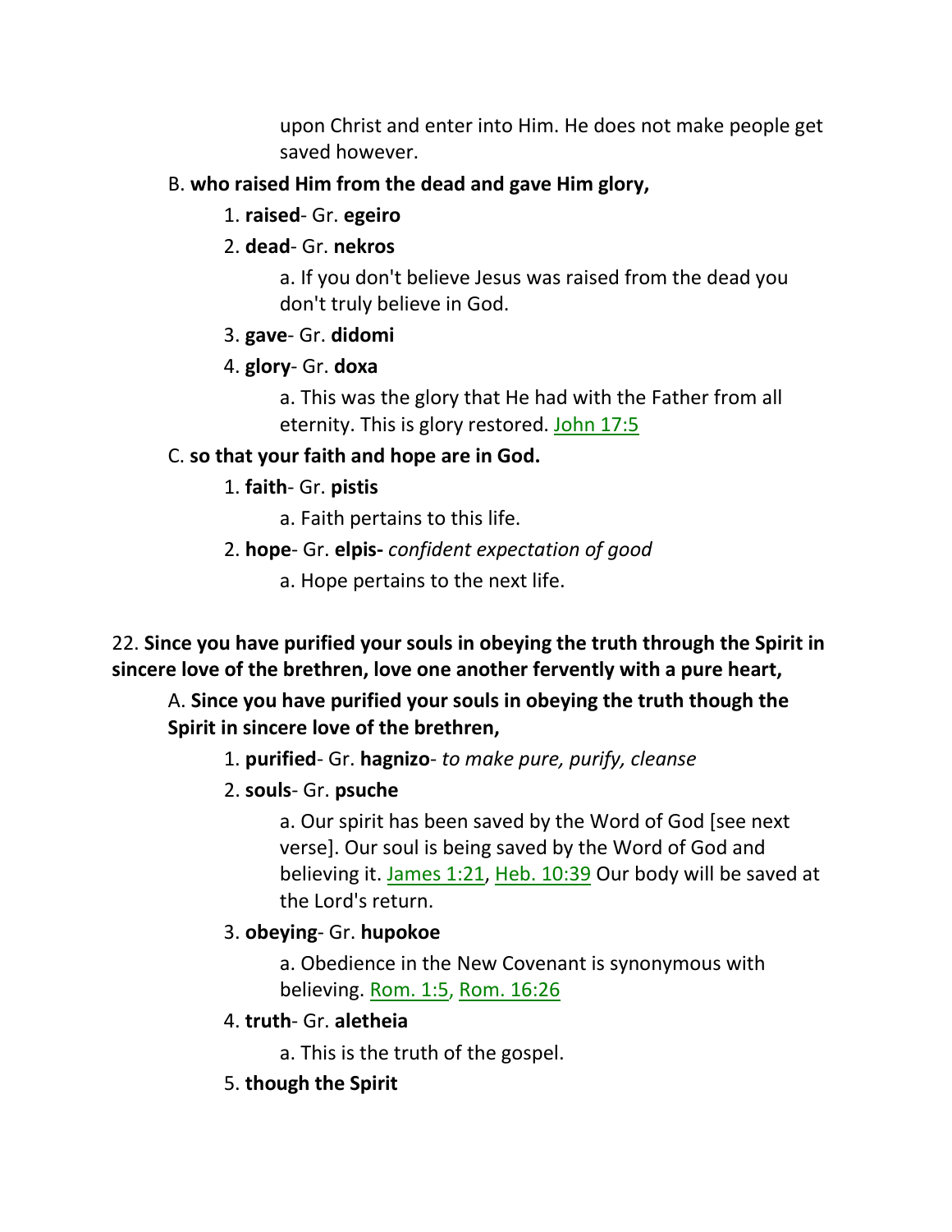upon Christ and enter into Him. He does not make people get saved however.

B. **who raised Him from the dead and gave Him glory,**

1. **raised**- Gr. **egeiro**

2. **dead**- Gr. **nekros**

    a. If you don't believe Jesus was raised from the dead you don't truly believe in God.

3. **gave**- Gr. **didomi**

4. **glory**- Gr. **doxa**

    a. This was the glory that He had with the Father from all eternity. This is glory restored. John 17:5

C. **so that your faith and hope are in God.**

1. **faith**- Gr. **pistis**

    a. Faith pertains to this life.

2. **hope**- Gr. **elpis-** *confident expectation of good*

    a. Hope pertains to the next life.

22. **Since you have purified your souls in obeying the truth through the Spirit in sincere love of the brethren, love one another fervently with a pure heart,**

A. **Since you have purified your souls in obeying the truth though the Spirit in sincere love of the brethren,**

1. **purified**- Gr. **hagnizo**- *to make pure, purify, cleanse*

2. **souls**- Gr. **psuche**

    a. Our spirit has been saved by the Word of God [see next verse]. Our soul is being saved by the Word of God and believing it. James 1:21, Heb. 10:39 Our body will be saved at the Lord's return.

3. **obeying**- Gr. **hupokoe**

    a. Obedience in the New Covenant is synonymous with believing. Rom. 1:5, Rom. 16:26

4. **truth**- Gr. **aletheia**

    a. This is the truth of the gospel.

5. **though the Spirit**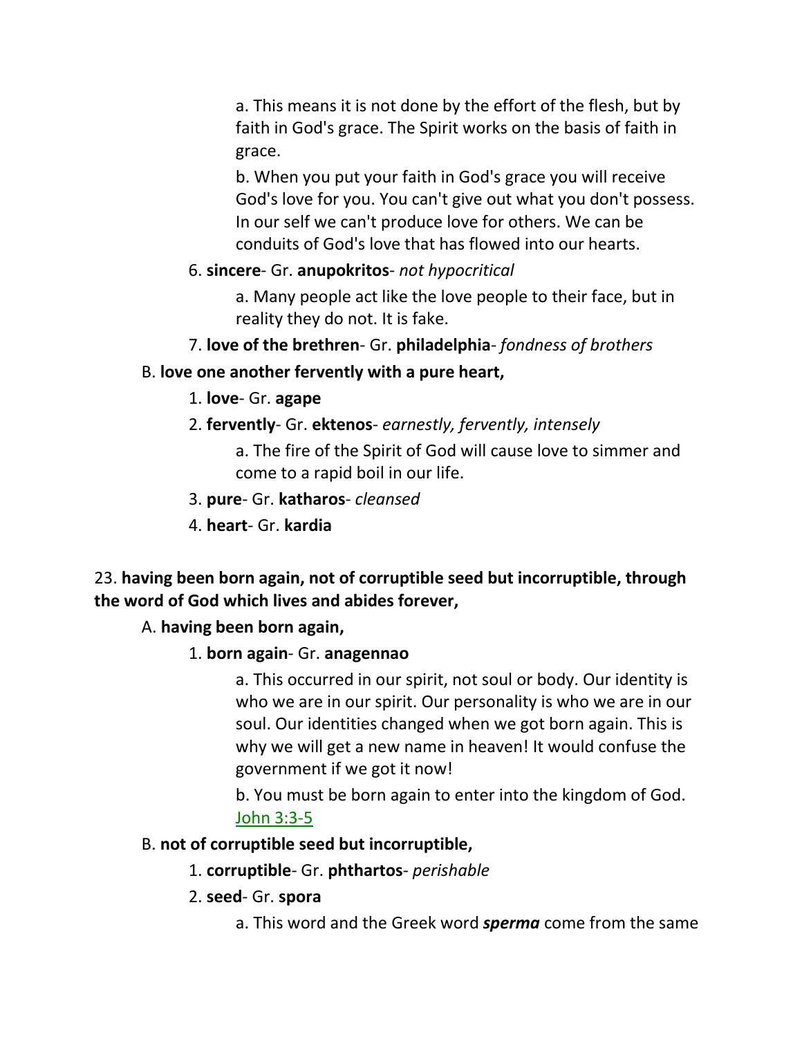a. This means it is not done by the effort of the flesh, but by faith in God's grace. The Spirit works on the basis of faith in grace.

b. When you put your faith in God's grace you will receive God's love for you. You can't give out what you don't possess. In our self we can't produce love for others. We can be conduits of God's love that has flowed into our hearts.

6. **sincere**- Gr. **anupokritos**- *not hypocritical*

a. Many people act like the love people to their face, but in reality they do not. It is fake.

7. **love of the brethren**- Gr. **philadelphia**- *fondness of brothers*

B. **love one another fervently with a pure heart,**

1. **love**- Gr. **agape**

2. **fervently**- Gr. **ektenos**- *earnestly, fervently, intensely*

a. The fire of the Spirit of God will cause love to simmer and come to a rapid boil in our life.

3. **pure**- Gr. **katharos**- *cleansed*

4. **heart**- Gr. **kardia**

23. **having been born again, not of corruptible seed but incorruptible, through the word of God which lives and abides forever,**

A. **having been born again,**

1. **born again**- Gr. **anagennao**

a. This occurred in our spirit, not soul or body. Our identity is who we are in our spirit. Our personality is who we are in our soul. Our identities changed when we got born again. This is why we will get a new name in heaven! It would confuse the government if we got it now!

b. You must be born again to enter into the kingdom of God. John 3:3-5

B. **not of corruptible seed but incorruptible,**

1. **corruptible**- Gr. **phthartos**- *perishable*

2. **seed**- Gr. **spora**

a. This word and the Greek word ***sperma*** come from the same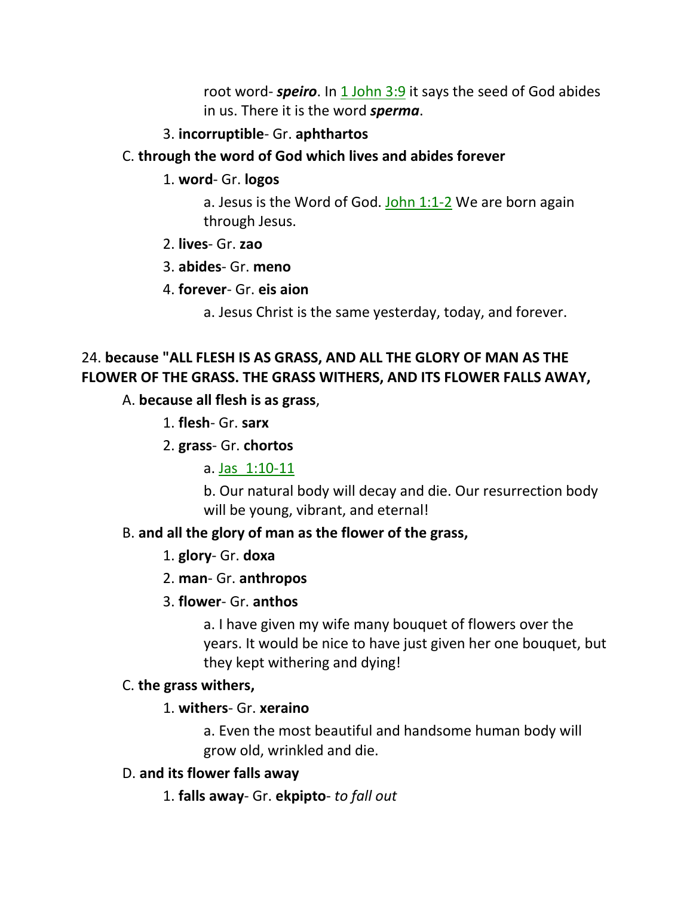root word- ***speiro***. In 1 John 3:9 it says the seed of God abides in us. There it is the word ***sperma***.

3. **incorruptible**- Gr. **aphthartos**

C. **through the word of God which lives and abides forever**

1. **word**- Gr. **logos**

a. Jesus is the Word of God. John 1:1-2 We are born again through Jesus.

2. **lives**- Gr. **zao**

3. **abides**- Gr. **meno**

4. **forever**- Gr. **eis aion**

a. Jesus Christ is the same yesterday, today, and forever.

24. **because "ALL FLESH IS AS GRASS, AND ALL THE GLORY OF MAN AS THE FLOWER OF THE GRASS. THE GRASS WITHERS, AND ITS FLOWER FALLS AWAY,**

A. **because all flesh is as grass**,

1. **flesh**- Gr. **sarx**

2. **grass**- Gr. **chortos**

a. Jas 1:10-11

b. Our natural body will decay and die. Our resurrection body will be young, vibrant, and eternal!

B. **and all the glory of man as the flower of the grass,**

1. **glory**- Gr. **doxa**

2. **man**- Gr. **anthropos**

3. **flower**- Gr. **anthos**

a. I have given my wife many bouquet of flowers over the years. It would be nice to have just given her one bouquet, but they kept withering and dying!

C. **the grass withers,**

1. **withers**- Gr. **xeraino**

a. Even the most beautiful and handsome human body will grow old, wrinkled and die.

D. **and its flower falls away**

1. **falls away**- Gr. **ekpipto**- *to fall out*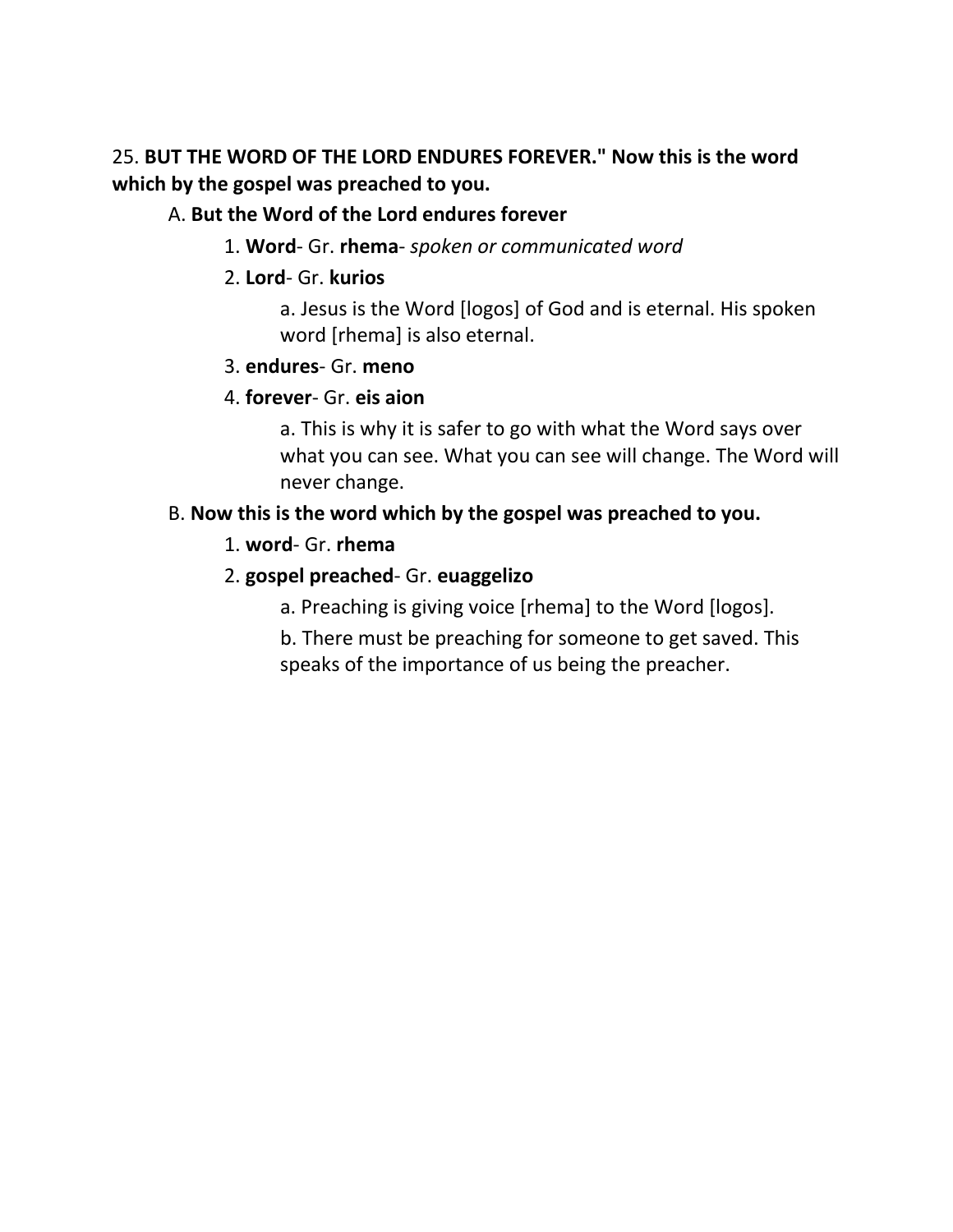25. **BUT THE WORD OF THE LORD ENDURES FOREVER." Now this is the word which by the gospel was preached to you.**

A. **But the Word of the Lord endures forever**

1. **Word**- Gr. **rhema**- *spoken or communicated word*

2. **Lord**- Gr. **kurios**

   a. Jesus is the Word [logos] of God and is eternal. His spoken word [rhema] is also eternal.

3. **endures**- Gr. **meno**

4. **forever**- Gr. **eis aion**

   a. This is why it is safer to go with what the Word says over what you can see. What you can see will change. The Word will never change.

B. **Now this is the word which by the gospel was preached to you.**

1. **word**- Gr. **rhema**

2. **gospel preached**- Gr. **euaggelizo**

   a. Preaching is giving voice [rhema] to the Word [logos].

   b. There must be preaching for someone to get saved. This speaks of the importance of us being the preacher.